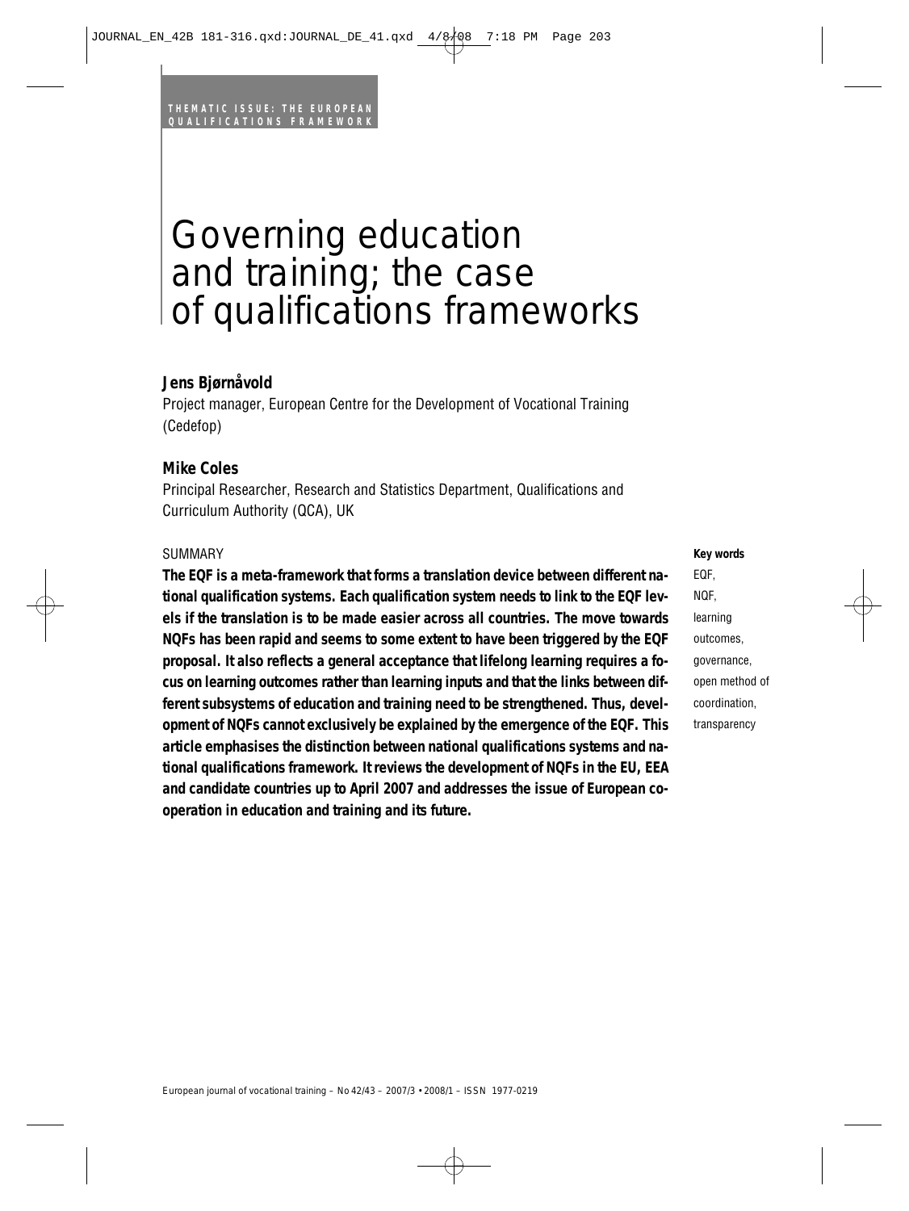THEMATIC ISSUE: THE EUROPEAN QUALIFICATIONS FRAMEWORK

# Governing education and training; the case of qualifications frameworks

**Jens Bjørnåvold**

Project manager, European Centre for the Development of Vocational Training (Cedefop)

**Mike Coles**

Principal Researcher, Research and Statistics Department, Qualifications and Curriculum Authority (QCA), UK

SUMMARY

**The EQF is a meta-framework that forms a translation device between different national qualification systems. Each qualification system needs to link to the EQF levels if the translation is to be made easier across all countries. The move towards NQFs has been rapid and seems to some extent to have been triggered by the EQF proposal. It also reflects a general acceptance that lifelong learning requires a focus on learning outcomes rather than learning inputs and that the links between different subsystems of education and training need to be strengthened. Thus, development of NQFs cannot exclusively be explained by the emergence of the EQF. This article emphasises the distinction between national qualifications systems and national qualifications framework. It reviews the development of NQFs in the EU, EEA and candidate countries up to April 2007 and addresses the issue of European cooperation in education and training and its future.**

**Key words**

EQF,
NQF,
learning outcomes,
governance,
open method of coordination,
transparency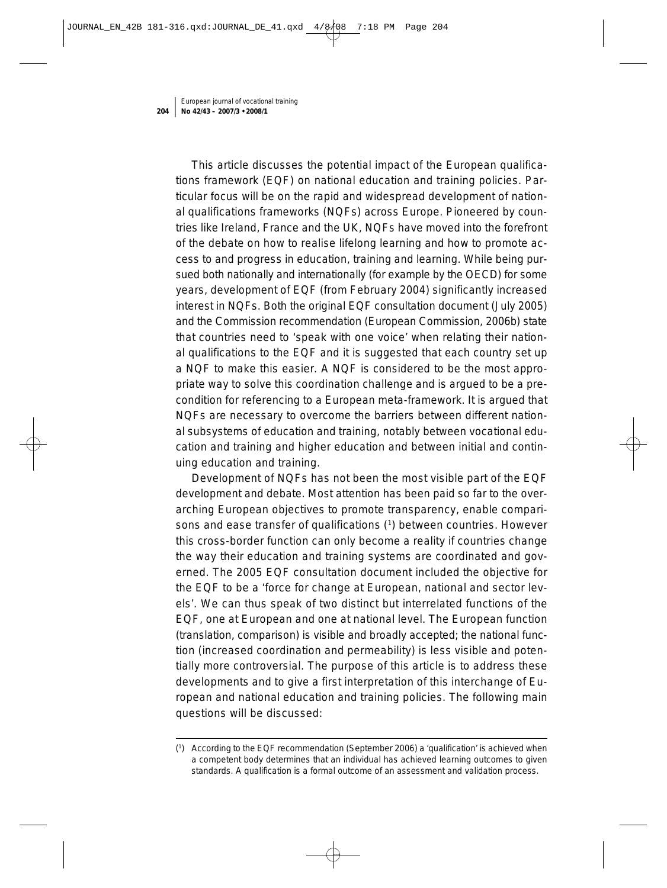This article discusses the potential impact of the European qualifications framework (EQF) on national education and training policies. Particular focus will be on the rapid and widespread development of national qualifications frameworks (NQFs) across Europe. Pioneered by countries like Ireland, France and the UK, NQFs have moved into the forefront of the debate on how to realise lifelong learning and how to promote access to and progress in education, training and learning. While being pursued both nationally and internationally (for example by the OECD) for some years, development of EQF (from February 2004) significantly increased interest in NQFs. Both the original EQF consultation document (July 2005) and the Commission recommendation (European Commission, 2006b) state that countries need to 'speak with one voice' when relating their national qualifications to the EQF and it is suggested that each country set up a NQF to make this easier. A NQF is considered to be the most appropriate way to solve this coordination challenge and is argued to be a precondition for referencing to a European meta-framework. It is argued that NQFs are necessary to overcome the barriers between different national subsystems of education and training, notably between vocational education and training and higher education and between initial and continuing education and training.

Development of NQFs has not been the most visible part of the EQF development and debate. Most attention has been paid so far to the overarching European objectives to promote transparency, enable comparisons and ease transfer of qualifications [1] between countries. However this cross-border function can only become a reality if countries change the way their education and training systems are coordinated and governed. The 2005 EQF consultation document included the objective for the EQF to be a 'force for change at European, national and sector levels'. We can thus speak of two distinct but interrelated functions of the EQF, one at European and one at national level. The European function (translation, comparison) is visible and broadly accepted; the national function (increased coordination and permeability) is less visible and potentially more controversial. The purpose of this article is to address these developments and to give a first interpretation of this interchange of European and national education and training policies. The following main questions will be discussed:

---

[1] According to the EQF recommendation (September 2006) a 'qualification' is achieved when a competent body determines that an individual has achieved learning outcomes to given standards. A qualification is a formal outcome of an assessment and validation process.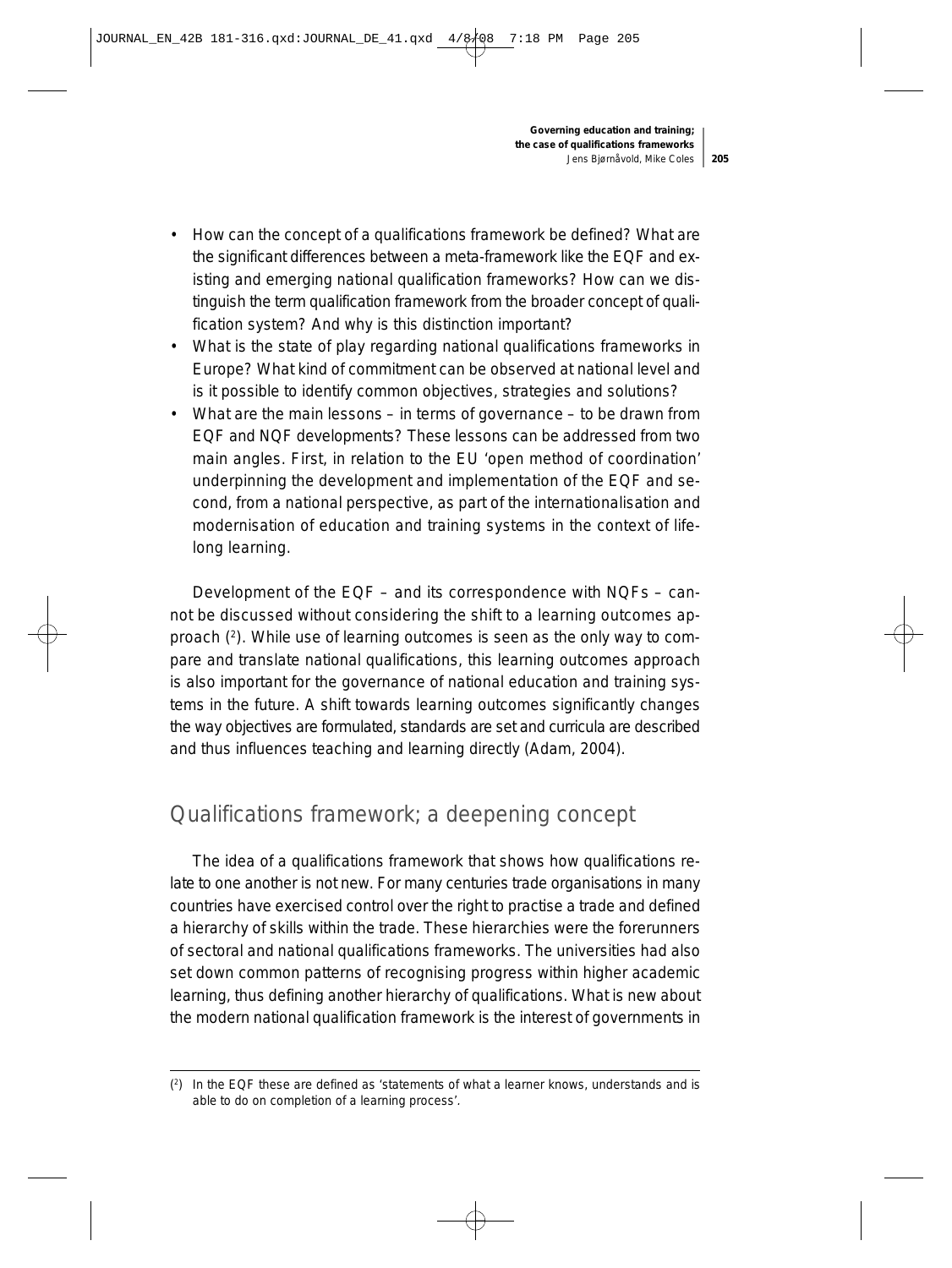- How can the concept of a qualifications framework be defined? What are the significant differences between a meta-framework like the EQF and existing and emerging national qualification frameworks? How can we distinguish the term qualification framework from the broader concept of qualification system? And why is this distinction important?
- What is the state of play regarding national qualifications frameworks in Europe? What kind of commitment can be observed at national level and is it possible to identify common objectives, strategies and solutions?
- What are the main lessons – in terms of governance – to be drawn from EQF and NQF developments? These lessons can be addressed from two main angles. First, in relation to the EU 'open method of coordination' underpinning the development and implementation of the EQF and second, from a national perspective, as part of the internationalisation and modernisation of education and training systems in the context of lifelong learning.

Development of the EQF – and its correspondence with NQFs – cannot be discussed without considering the shift to a learning outcomes approach (2). While use of learning outcomes is seen as the only way to compare and translate national qualifications, this learning outcomes approach is also important for the governance of national education and training systems in the future. A shift towards learning outcomes significantly changes the way objectives are formulated, standards are set and curricula are described and thus influences teaching and learning directly (Adam, 2004).

## Qualifications framework; a deepening concept

The idea of a qualifications framework that shows how qualifications relate to one another is not new. For many centuries trade organisations in many countries have exercised control over the right to practise a trade and defined a hierarchy of skills within the trade. These hierarchies were the forerunners of sectoral and national qualifications frameworks. The universities had also set down common patterns of recognising progress within higher academic learning, thus defining another hierarchy of qualifications. What is new about the modern national qualification framework is the interest of governments in

(2) In the EQF these are defined as 'statements of what a learner knows, understands and is able to do on completion of a learning process'.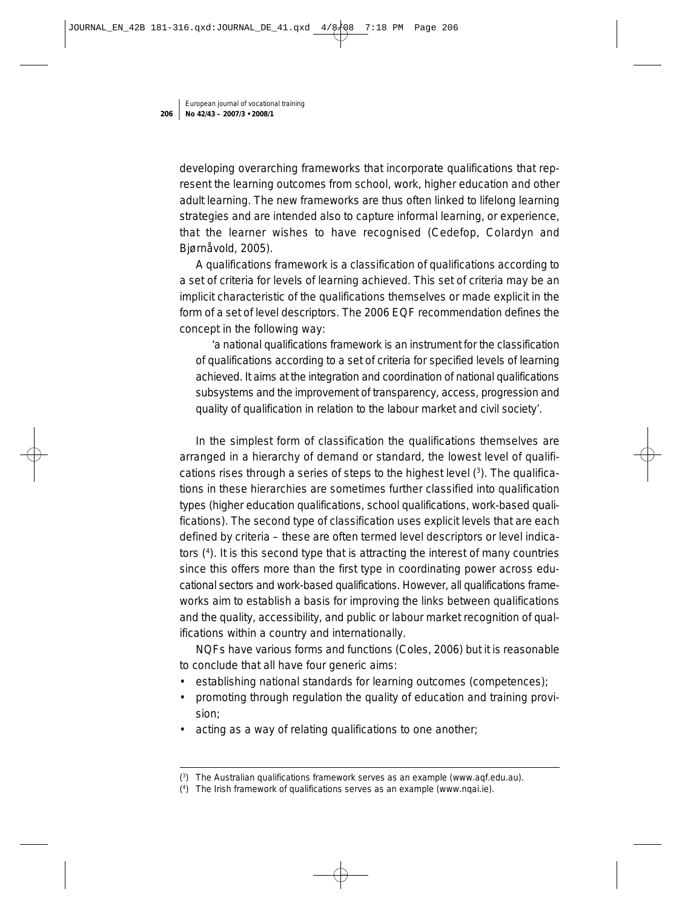developing overarching frameworks that incorporate qualifications that represent the learning outcomes from school, work, higher education and other adult learning. The new frameworks are thus often linked to lifelong learning strategies and are intended also to capture informal learning, or experience, that the learner wishes to have recognised (Cedefop, Colardyn and Bjørnåvold, 2005).

A qualifications framework is a classification of qualifications according to a set of criteria for levels of learning achieved. This set of criteria may be an implicit characteristic of the qualifications themselves or made explicit in the form of a set of level descriptors. The 2006 EQF recommendation defines the concept in the following way:

> 'a national qualifications framework is an instrument for the classification of qualifications according to a set of criteria for specified levels of learning achieved. It aims at the integration and coordination of national qualifications subsystems and the improvement of transparency, access, progression and quality of qualification in relation to the labour market and civil society'.

In the simplest form of classification the qualifications themselves are arranged in a hierarchy of demand or standard, the lowest level of qualifications rises through a series of steps to the highest level ([3]). The qualifications in these hierarchies are sometimes further classified into qualification types (higher education qualifications, school qualifications, work-based qualifications). The second type of classification uses explicit levels that are each defined by criteria – these are often termed level descriptors or level indicators ([4]). It is this second type that is attracting the interest of many countries since this offers more than the first type in coordinating power across educational sectors and work-based qualifications. However, all qualifications frameworks aim to establish a basis for improving the links between qualifications and the quality, accessibility, and public or labour market recognition of qualifications within a country and internationally.

NQFs have various forms and functions (Coles, 2006) but it is reasonable to conclude that all have four generic aims:

- establishing national standards for learning outcomes (competences);
- promoting through regulation the quality of education and training provision;
- acting as a way of relating qualifications to one another;

---

([3]) The Australian qualifications framework serves as an example (www.aqf.edu.au).

([4]) The Irish framework of qualifications serves as an example (www.nqai.ie).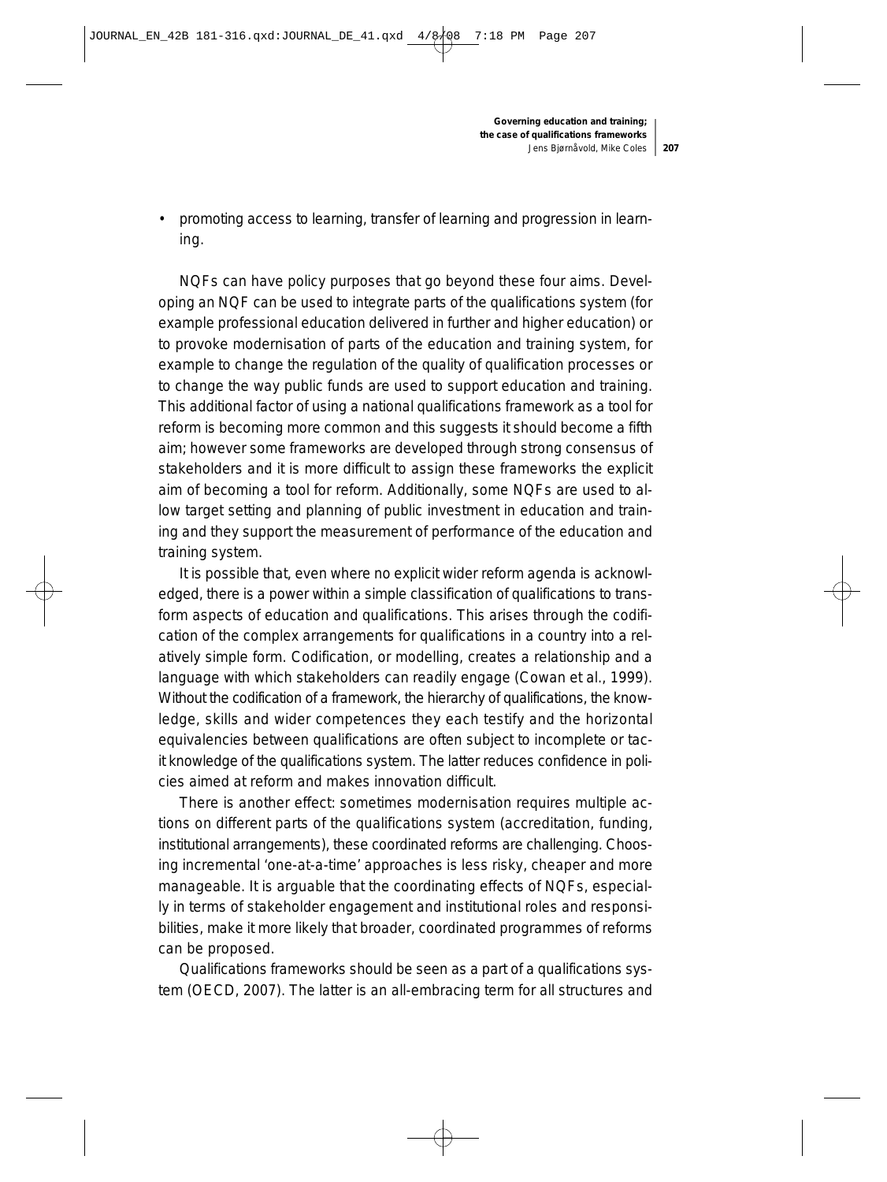- promoting access to learning, transfer of learning and progression in learning.

NQFs can have policy purposes that go beyond these four aims. Developing an NQF can be used to integrate parts of the qualifications system (for example professional education delivered in further and higher education) or to provoke modernisation of parts of the education and training system, for example to change the regulation of the quality of qualification processes or to change the way public funds are used to support education and training. This additional factor of using a national qualifications framework as a tool for reform is becoming more common and this suggests it should become a fifth aim; however some frameworks are developed through strong consensus of stakeholders and it is more difficult to assign these frameworks the explicit aim of becoming a tool for reform. Additionally, some NQFs are used to allow target setting and planning of public investment in education and training and they support the measurement of performance of the education and training system.

It is possible that, even where no explicit wider reform agenda is acknowledged, there is a power within a simple classification of qualifications to transform aspects of education and qualifications. This arises through the codification of the complex arrangements for qualifications in a country into a relatively simple form. Codification, or modelling, creates a relationship and a language with which stakeholders can readily engage (Cowan et al., 1999). Without the codification of a framework, the hierarchy of qualifications, the knowledge, skills and wider competences they each testify and the horizontal equivalencies between qualifications are often subject to incomplete or tacit knowledge of the qualifications system. The latter reduces confidence in policies aimed at reform and makes innovation difficult.

There is another effect: sometimes modernisation requires multiple actions on different parts of the qualifications system (accreditation, funding, institutional arrangements), these coordinated reforms are challenging. Choosing incremental 'one-at-a-time' approaches is less risky, cheaper and more manageable. It is arguable that the coordinating effects of NQFs, especially in terms of stakeholder engagement and institutional roles and responsibilities, make it more likely that broader, coordinated programmes of reforms can be proposed.

Qualifications frameworks should be seen as a part of a qualifications system (OECD, 2007). The latter is an all-embracing term for all structures and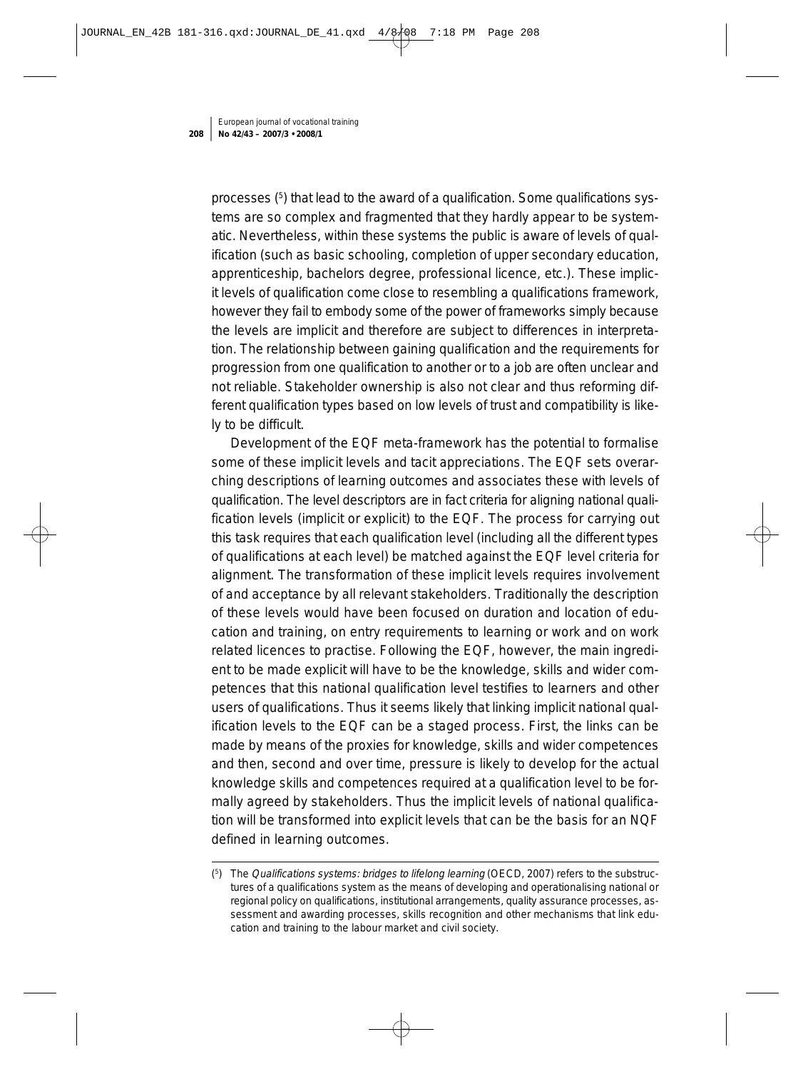processes [5] that lead to the award of a qualification. Some qualifications systems are so complex and fragmented that they hardly appear to be systematic. Nevertheless, within these systems the public is aware of levels of qualification (such as basic schooling, completion of upper secondary education, apprenticeship, bachelors degree, professional licence, etc.). These implicit levels of qualification come close to resembling a qualifications framework, however they fail to embody some of the power of frameworks simply because the levels are implicit and therefore are subject to differences in interpretation. The relationship between gaining qualification and the requirements for progression from one qualification to another or to a job are often unclear and not reliable. Stakeholder ownership is also not clear and thus reforming different qualification types based on low levels of trust and compatibility is likely to be difficult.

Development of the EQF meta-framework has the potential to formalise some of these implicit levels and tacit appreciations. The EQF sets overarching descriptions of learning outcomes and associates these with levels of qualification. The level descriptors are in fact criteria for aligning national qualification levels (implicit or explicit) to the EQF. The process for carrying out this task requires that each qualification level (including all the different types of qualifications at each level) be matched against the EQF level criteria for alignment. The transformation of these implicit levels requires involvement of and acceptance by all relevant stakeholders. Traditionally the description of these levels would have been focused on duration and location of education and training, on entry requirements to learning or work and on work related licences to practise. Following the EQF, however, the main ingredient to be made explicit will have to be the knowledge, skills and wider competences that this national qualification level testifies to learners and other users of qualifications. Thus it seems likely that linking implicit national qualification levels to the EQF can be a staged process. First, the links can be made by means of the proxies for knowledge, skills and wider competences and then, second and over time, pressure is likely to develop for the actual knowledge skills and competences required at a qualification level to be formally agreed by stakeholders. Thus the implicit levels of national qualification will be transformed into explicit levels that can be the basis for an NQF defined in learning outcomes.

---

(5) The *Qualifications systems: bridges to lifelong learning* (OECD, 2007) refers to the substructures of a qualifications system as the means of developing and operationalising national or regional policy on qualifications, institutional arrangements, quality assurance processes, assessment and awarding processes, skills recognition and other mechanisms that link education and training to the labour market and civil society.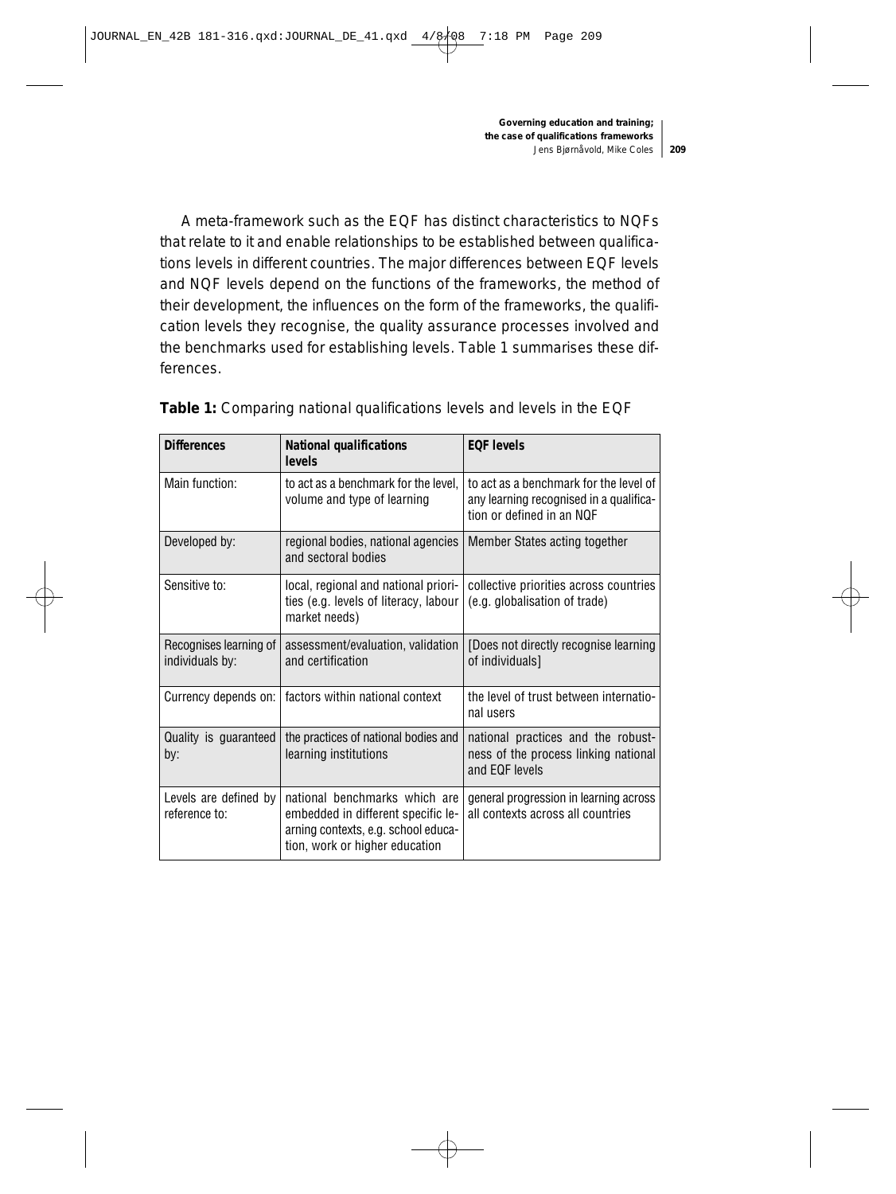A meta-framework such as the EQF has distinct characteristics to NQFs that relate to it and enable relationships to be established between qualifications levels in different countries. The major differences between EQF levels and NQF levels depend on the functions of the frameworks, the method of their development, the influences on the form of the frameworks, the qualification levels they recognise, the quality assurance processes involved and the benchmarks used for establishing levels. Table 1 summarises these differences.

**Table 1:** Comparing national qualifications levels and levels in the EQF

| Differences | National qualifications levels | EQF levels |
|---|---|---|
| Main function: | to act as a benchmark for the level, volume and type of learning | to act as a benchmark for the level of any learning recognised in a qualification or defined in an NQF |
| Developed by: | regional bodies, national agencies and sectoral bodies | Member States acting together |
| Sensitive to: | local, regional and national priorities (e.g. levels of literacy, labour market needs) | collective priorities across countries (e.g. globalisation of trade) |
| Recognises learning of individuals by: | assessment/evaluation, validation and certification | [Does not directly recognise learning of individuals] |
| Currency depends on: | factors within national context | the level of trust between international users |
| Quality is guaranteed by: | the practices of national bodies and learning institutions | national practices and the robustness of the process linking national and EQF levels |
| Levels are defined by reference to: | national benchmarks which are embedded in different specific learning contexts, e.g. school education, work or higher education | general progression in learning across all contexts across all countries |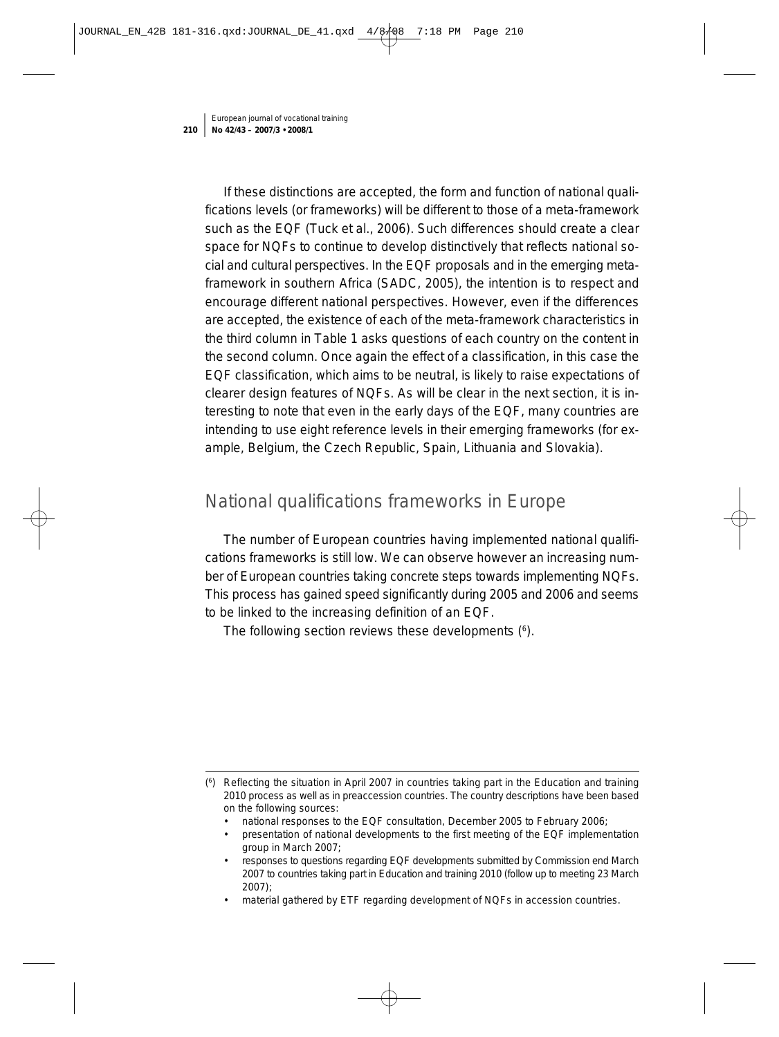If these distinctions are accepted, the form and function of national qualifications levels (or frameworks) will be different to those of a meta-framework such as the EQF (Tuck et al., 2006). Such differences should create a clear space for NQFs to continue to develop distinctively that reflects national social and cultural perspectives. In the EQF proposals and in the emerging meta-framework in southern Africa (SADC, 2005), the intention is to respect and encourage different national perspectives. However, even if the differences are accepted, the existence of each of the meta-framework characteristics in the third column in Table 1 asks questions of each country on the content in the second column. Once again the effect of a classification, in this case the EQF classification, which aims to be neutral, is likely to raise expectations of clearer design features of NQFs. As will be clear in the next section, it is interesting to note that even in the early days of the EQF, many countries are intending to use eight reference levels in their emerging frameworks (for example, Belgium, the Czech Republic, Spain, Lithuania and Slovakia).

## National qualifications frameworks in Europe

The number of European countries having implemented national qualifications frameworks is still low. We can observe however an increasing number of European countries taking concrete steps towards implementing NQFs. This process has gained speed significantly during 2005 and 2006 and seems to be linked to the increasing definition of an EQF.

The following section reviews these developments (6).

---

(6) Reflecting the situation in April 2007 in countries taking part in the Education and training 2010 process as well as in preaccession countries. The country descriptions have been based on the following sources:

- national responses to the EQF consultation, December 2005 to February 2006;
- presentation of national developments to the first meeting of the EQF implementation group in March 2007;
- responses to questions regarding EQF developments submitted by Commission end March 2007 to countries taking part in Education and training 2010 (follow up to meeting 23 March 2007);
- material gathered by ETF regarding development of NQFs in accession countries.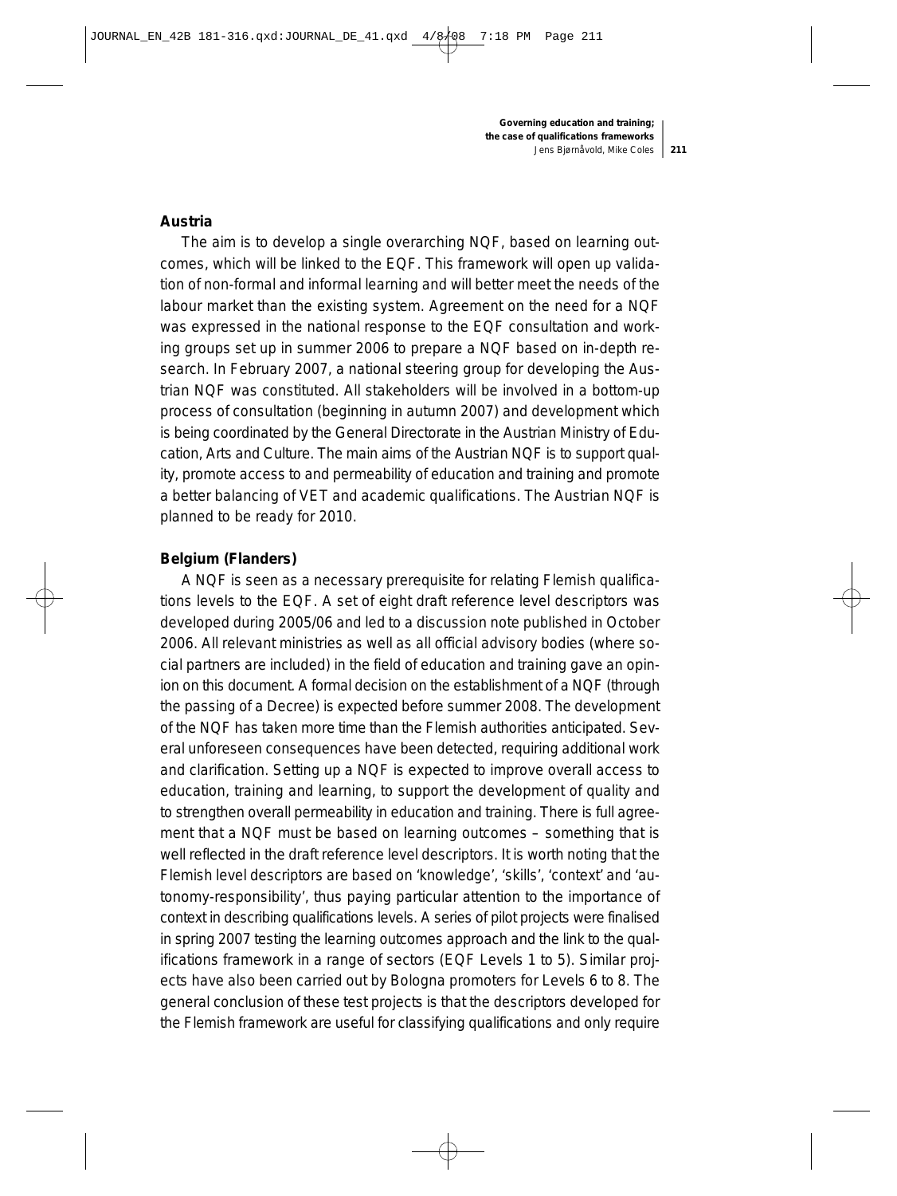**Austria**

The aim is to develop a single overarching NQF, based on learning outcomes, which will be linked to the EQF. This framework will open up validation of non-formal and informal learning and will better meet the needs of the labour market than the existing system. Agreement on the need for a NQF was expressed in the national response to the EQF consultation and working groups set up in summer 2006 to prepare a NQF based on in-depth research. In February 2007, a national steering group for developing the Austrian NQF was constituted. All stakeholders will be involved in a bottom-up process of consultation (beginning in autumn 2007) and development which is being coordinated by the General Directorate in the Austrian Ministry of Education, Arts and Culture. The main aims of the Austrian NQF is to support quality, promote access to and permeability of education and training and promote a better balancing of VET and academic qualifications. The Austrian NQF is planned to be ready for 2010.

**Belgium (Flanders)**

A NQF is seen as a necessary prerequisite for relating Flemish qualifications levels to the EQF. A set of eight draft reference level descriptors was developed during 2005/06 and led to a discussion note published in October 2006. All relevant ministries as well as all official advisory bodies (where social partners are included) in the field of education and training gave an opinion on this document. A formal decision on the establishment of a NQF (through the passing of a Decree) is expected before summer 2008. The development of the NQF has taken more time than the Flemish authorities anticipated. Several unforeseen consequences have been detected, requiring additional work and clarification. Setting up a NQF is expected to improve overall access to education, training and learning, to support the development of quality and to strengthen overall permeability in education and training. There is full agreement that a NQF must be based on learning outcomes – something that is well reflected in the draft reference level descriptors. It is worth noting that the Flemish level descriptors are based on 'knowledge', 'skills', 'context' and 'autonomy-responsibility', thus paying particular attention to the importance of context in describing qualifications levels. A series of pilot projects were finalised in spring 2007 testing the learning outcomes approach and the link to the qualifications framework in a range of sectors (EQF Levels 1 to 5). Similar projects have also been carried out by Bologna promoters for Levels 6 to 8. The general conclusion of these test projects is that the descriptors developed for the Flemish framework are useful for classifying qualifications and only require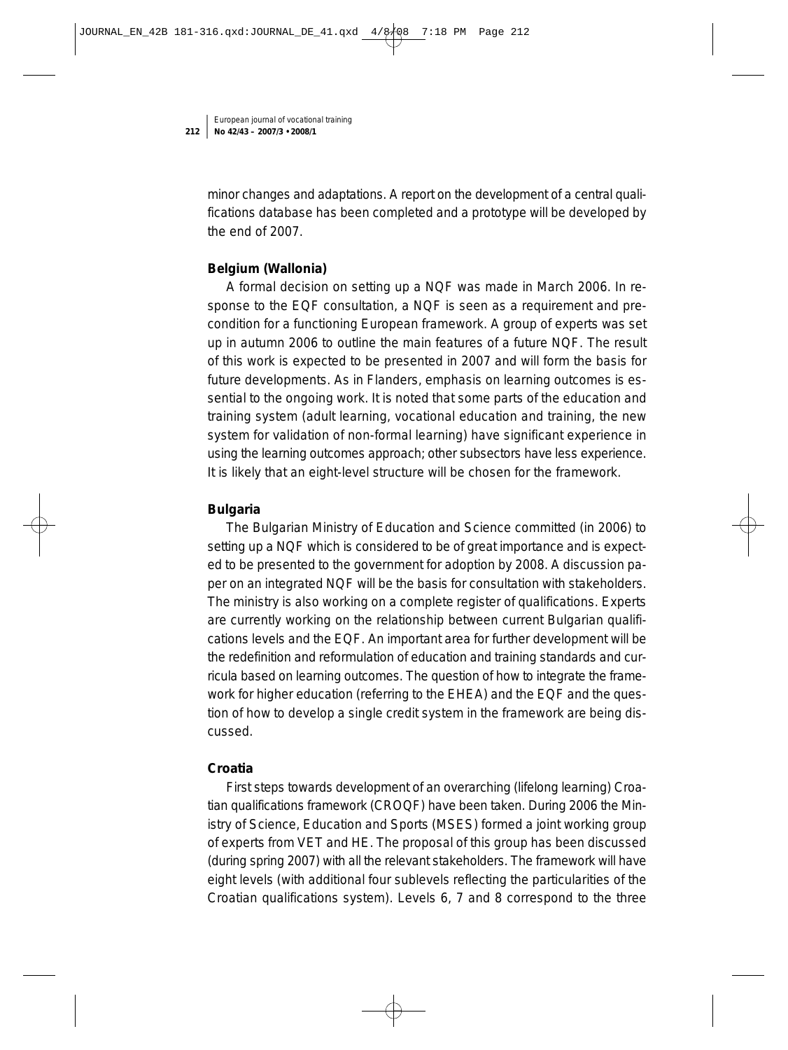minor changes and adaptations. A report on the development of a central qualifications database has been completed and a prototype will be developed by the end of 2007.

**Belgium (Wallonia)**

A formal decision on setting up a NQF was made in March 2006. In response to the EQF consultation, a NQF is seen as a requirement and precondition for a functioning European framework. A group of experts was set up in autumn 2006 to outline the main features of a future NQF. The result of this work is expected to be presented in 2007 and will form the basis for future developments. As in Flanders, emphasis on learning outcomes is essential to the ongoing work. It is noted that some parts of the education and training system (adult learning, vocational education and training, the new system for validation of non-formal learning) have significant experience in using the learning outcomes approach; other subsectors have less experience. It is likely that an eight-level structure will be chosen for the framework.

**Bulgaria**

The Bulgarian Ministry of Education and Science committed (in 2006) to setting up a NQF which is considered to be of great importance and is expected to be presented to the government for adoption by 2008. A discussion paper on an integrated NQF will be the basis for consultation with stakeholders. The ministry is also working on a complete register of qualifications. Experts are currently working on the relationship between current Bulgarian qualifications levels and the EQF. An important area for further development will be the redefinition and reformulation of education and training standards and curricula based on learning outcomes. The question of how to integrate the framework for higher education (referring to the EHEA) and the EQF and the question of how to develop a single credit system in the framework are being discussed.

**Croatia**

First steps towards development of an overarching (lifelong learning) Croatian qualifications framework (CROQF) have been taken. During 2006 the Ministry of Science, Education and Sports (MSES) formed a joint working group of experts from VET and HE. The proposal of this group has been discussed (during spring 2007) with all the relevant stakeholders. The framework will have eight levels (with additional four sublevels reflecting the particularities of the Croatian qualifications system). Levels 6, 7 and 8 correspond to the three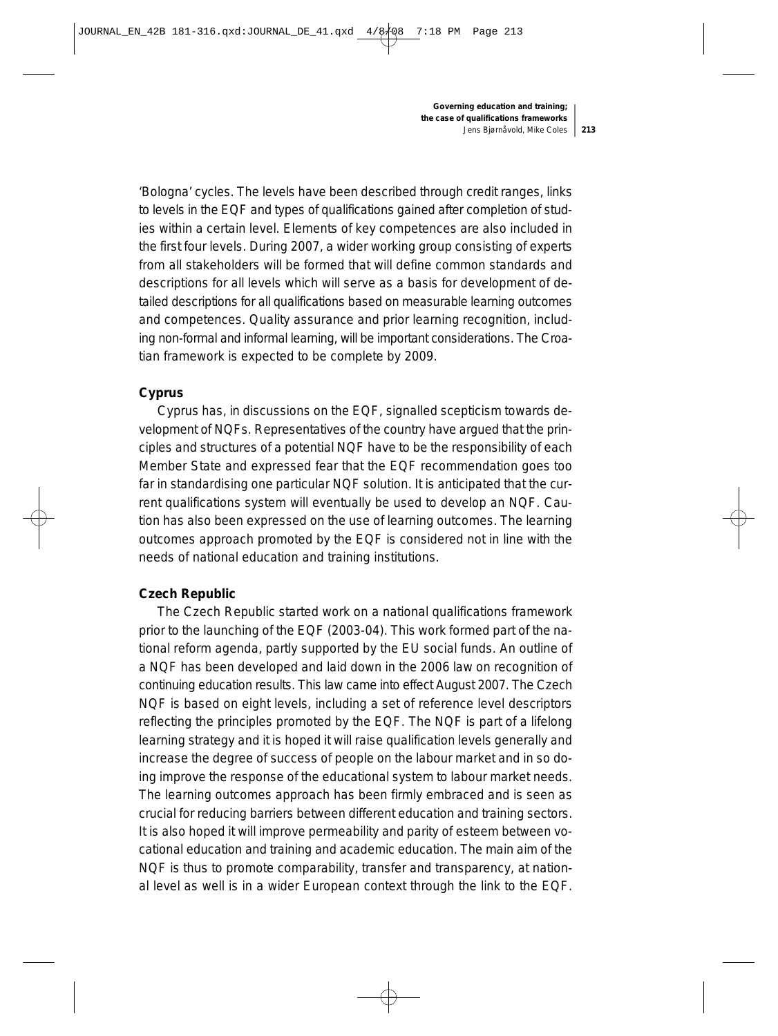'Bologna' cycles. The levels have been described through credit ranges, links to levels in the EQF and types of qualifications gained after completion of studies within a certain level. Elements of key competences are also included in the first four levels. During 2007, a wider working group consisting of experts from all stakeholders will be formed that will define common standards and descriptions for all levels which will serve as a basis for development of detailed descriptions for all qualifications based on measurable learning outcomes and competences. Quality assurance and prior learning recognition, including non-formal and informal learning, will be important considerations. The Croatian framework is expected to be complete by 2009.

**Cyprus**

Cyprus has, in discussions on the EQF, signalled scepticism towards development of NQFs. Representatives of the country have argued that the principles and structures of a potential NQF have to be the responsibility of each Member State and expressed fear that the EQF recommendation goes too far in standardising one particular NQF solution. It is anticipated that the current qualifications system will eventually be used to develop an NQF. Caution has also been expressed on the use of learning outcomes. The learning outcomes approach promoted by the EQF is considered not in line with the needs of national education and training institutions.

**Czech Republic**

The Czech Republic started work on a national qualifications framework prior to the launching of the EQF (2003-04). This work formed part of the national reform agenda, partly supported by the EU social funds. An outline of a NQF has been developed and laid down in the 2006 law on recognition of continuing education results. This law came into effect August 2007. The Czech NQF is based on eight levels, including a set of reference level descriptors reflecting the principles promoted by the EQF. The NQF is part of a lifelong learning strategy and it is hoped it will raise qualification levels generally and increase the degree of success of people on the labour market and in so doing improve the response of the educational system to labour market needs. The learning outcomes approach has been firmly embraced and is seen as crucial for reducing barriers between different education and training sectors. It is also hoped it will improve permeability and parity of esteem between vocational education and training and academic education. The main aim of the NQF is thus to promote comparability, transfer and transparency, at national level as well is in a wider European context through the link to the EQF.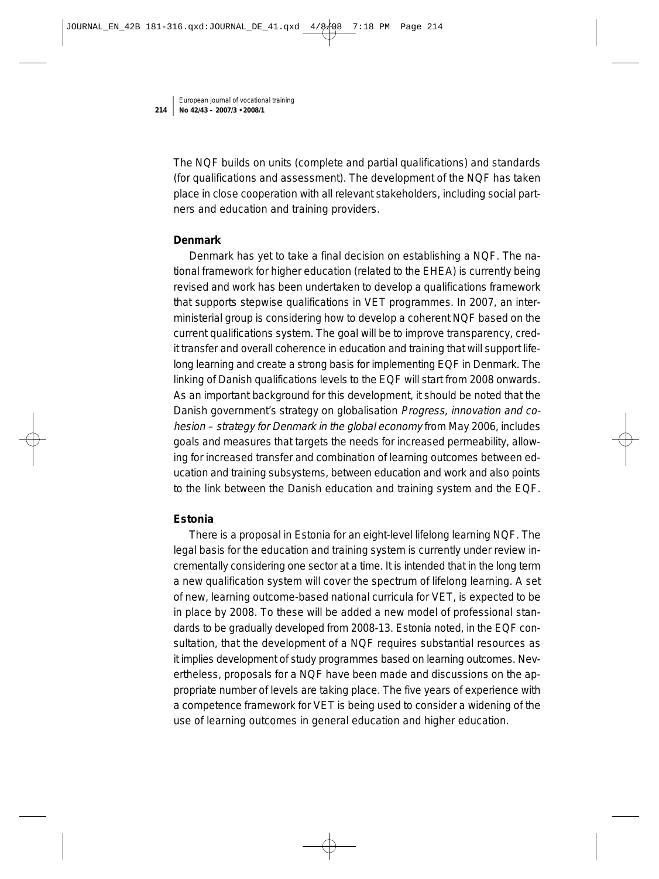The NQF builds on units (complete and partial qualifications) and standards (for qualifications and assessment). The development of the NQF has taken place in close cooperation with all relevant stakeholders, including social partners and education and training providers.

**Denmark**

Denmark has yet to take a final decision on establishing a NQF. The national framework for higher education (related to the EHEA) is currently being revised and work has been undertaken to develop a qualifications framework that supports stepwise qualifications in VET programmes. In 2007, an interministerial group is considering how to develop a coherent NQF based on the current qualifications system. The goal will be to improve transparency, credit transfer and overall coherence in education and training that will support lifelong learning and create a strong basis for implementing EQF in Denmark. The linking of Danish qualifications levels to the EQF will start from 2008 onwards. As an important background for this development, it should be noted that the Danish government's strategy on globalisation *Progress, innovation and cohesion – strategy for Denmark in the global economy* from May 2006, includes goals and measures that targets the needs for increased permeability, allowing for increased transfer and combination of learning outcomes between education and training subsystems, between education and work and also points to the link between the Danish education and training system and the EQF.

**Estonia**

There is a proposal in Estonia for an eight-level lifelong learning NQF. The legal basis for the education and training system is currently under review incrementally considering one sector at a time. It is intended that in the long term a new qualification system will cover the spectrum of lifelong learning. A set of new, learning outcome-based national curricula for VET, is expected to be in place by 2008. To these will be added a new model of professional standards to be gradually developed from 2008-13. Estonia noted, in the EQF consultation, that the development of a NQF requires substantial resources as it implies development of study programmes based on learning outcomes. Nevertheless, proposals for a NQF have been made and discussions on the appropriate number of levels are taking place. The five years of experience with a competence framework for VET is being used to consider a widening of the use of learning outcomes in general education and higher education.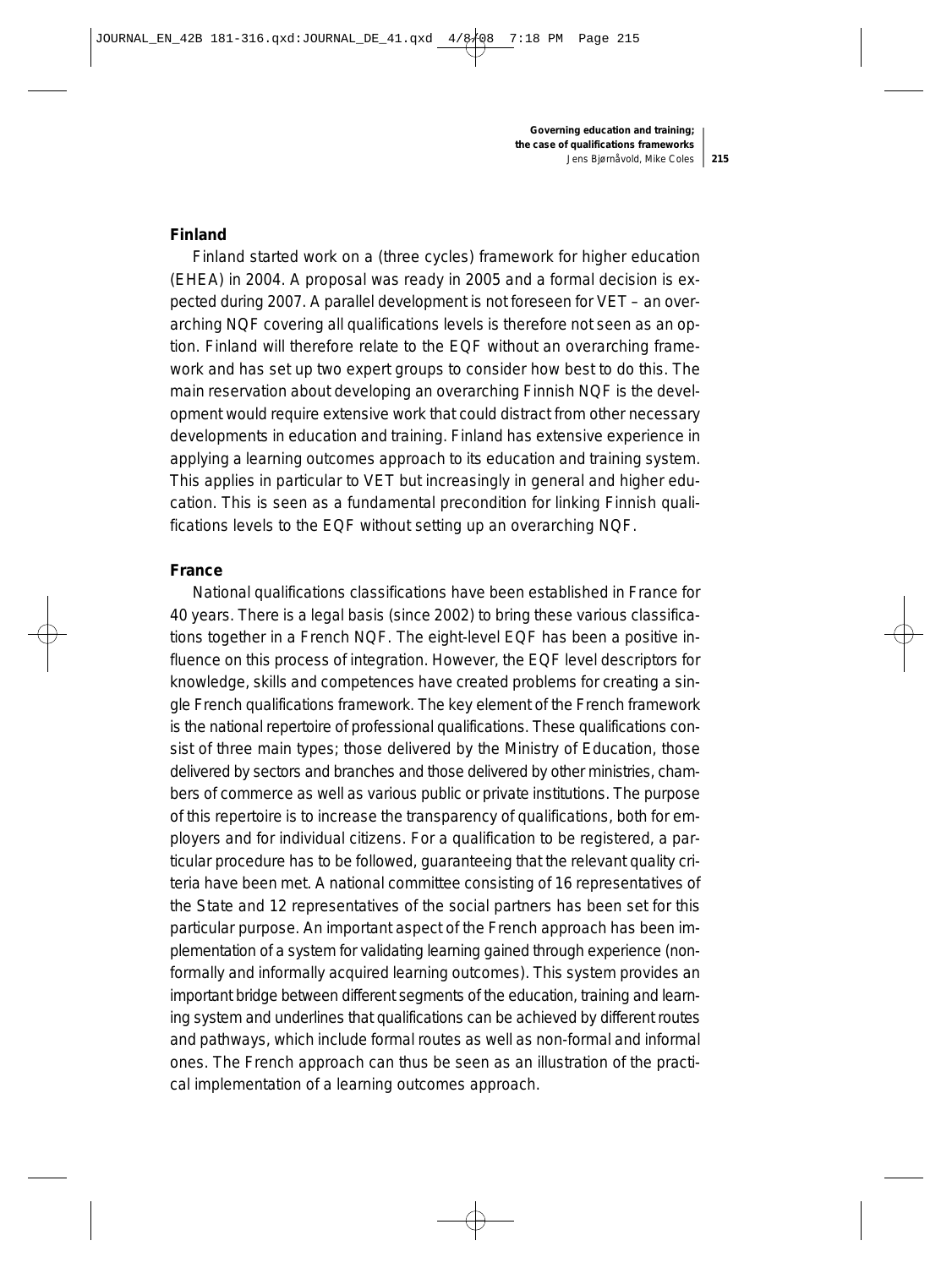### Finland

Finland started work on a (three cycles) framework for higher education (EHEA) in 2004. A proposal was ready in 2005 and a formal decision is expected during 2007. A parallel development is not foreseen for VET – an overarching NQF covering all qualifications levels is therefore not seen as an option. Finland will therefore relate to the EQF without an overarching framework and has set up two expert groups to consider how best to do this. The main reservation about developing an overarching Finnish NQF is the development would require extensive work that could distract from other necessary developments in education and training. Finland has extensive experience in applying a learning outcomes approach to its education and training system. This applies in particular to VET but increasingly in general and higher education. This is seen as a fundamental precondition for linking Finnish qualifications levels to the EQF without setting up an overarching NQF.

### France

National qualifications classifications have been established in France for 40 years. There is a legal basis (since 2002) to bring these various classifications together in a French NQF. The eight-level EQF has been a positive influence on this process of integration. However, the EQF level descriptors for knowledge, skills and competences have created problems for creating a single French qualifications framework. The key element of the French framework is the national repertoire of professional qualifications. These qualifications consist of three main types; those delivered by the Ministry of Education, those delivered by sectors and branches and those delivered by other ministries, chambers of commerce as well as various public or private institutions. The purpose of this repertoire is to increase the transparency of qualifications, both for employers and for individual citizens. For a qualification to be registered, a particular procedure has to be followed, guaranteeing that the relevant quality criteria have been met. A national committee consisting of 16 representatives of the State and 12 representatives of the social partners has been set for this particular purpose. An important aspect of the French approach has been implementation of a system for validating learning gained through experience (non-formally and informally acquired learning outcomes). This system provides an important bridge between different segments of the education, training and learning system and underlines that qualifications can be achieved by different routes and pathways, which include formal routes as well as non-formal and informal ones. The French approach can thus be seen as an illustration of the practical implementation of a learning outcomes approach.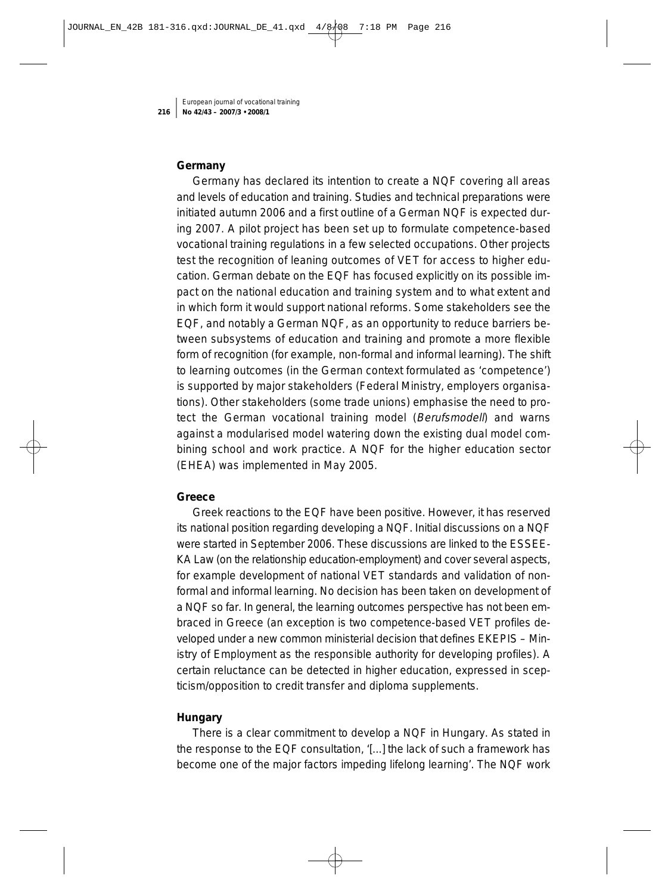**Germany**

Germany has declared its intention to create a NQF covering all areas and levels of education and training. Studies and technical preparations were initiated autumn 2006 and a first outline of a German NQF is expected during 2007. A pilot project has been set up to formulate competence-based vocational training regulations in a few selected occupations. Other projects test the recognition of leaning outcomes of VET for access to higher education. German debate on the EQF has focused explicitly on its possible impact on the national education and training system and to what extent and in which form it would support national reforms. Some stakeholders see the EQF, and notably a German NQF, as an opportunity to reduce barriers between subsystems of education and training and promote a more flexible form of recognition (for example, non-formal and informal learning). The shift to learning outcomes (in the German context formulated as 'competence') is supported by major stakeholders (Federal Ministry, employers organisations). Other stakeholders (some trade unions) emphasise the need to protect the German vocational training model (*Berufsmodell*) and warns against a modularised model watering down the existing dual model combining school and work practice. A NQF for the higher education sector (EHEA) was implemented in May 2005.

**Greece**

Greek reactions to the EQF have been positive. However, it has reserved its national position regarding developing a NQF. Initial discussions on a NQF were started in September 2006. These discussions are linked to the ESSEE-KA Law (on the relationship education-employment) and cover several aspects, for example development of national VET standards and validation of non-formal and informal learning. No decision has been taken on development of a NQF so far. In general, the learning outcomes perspective has not been embraced in Greece (an exception is two competence-based VET profiles developed under a new common ministerial decision that defines EKEPIS – Ministry of Employment as the responsible authority for developing profiles). A certain reluctance can be detected in higher education, expressed in scepticism/opposition to credit transfer and diploma supplements.

**Hungary**

There is a clear commitment to develop a NQF in Hungary. As stated in the response to the EQF consultation, '[...] the lack of such a framework has become one of the major factors impeding lifelong learning'. The NQF work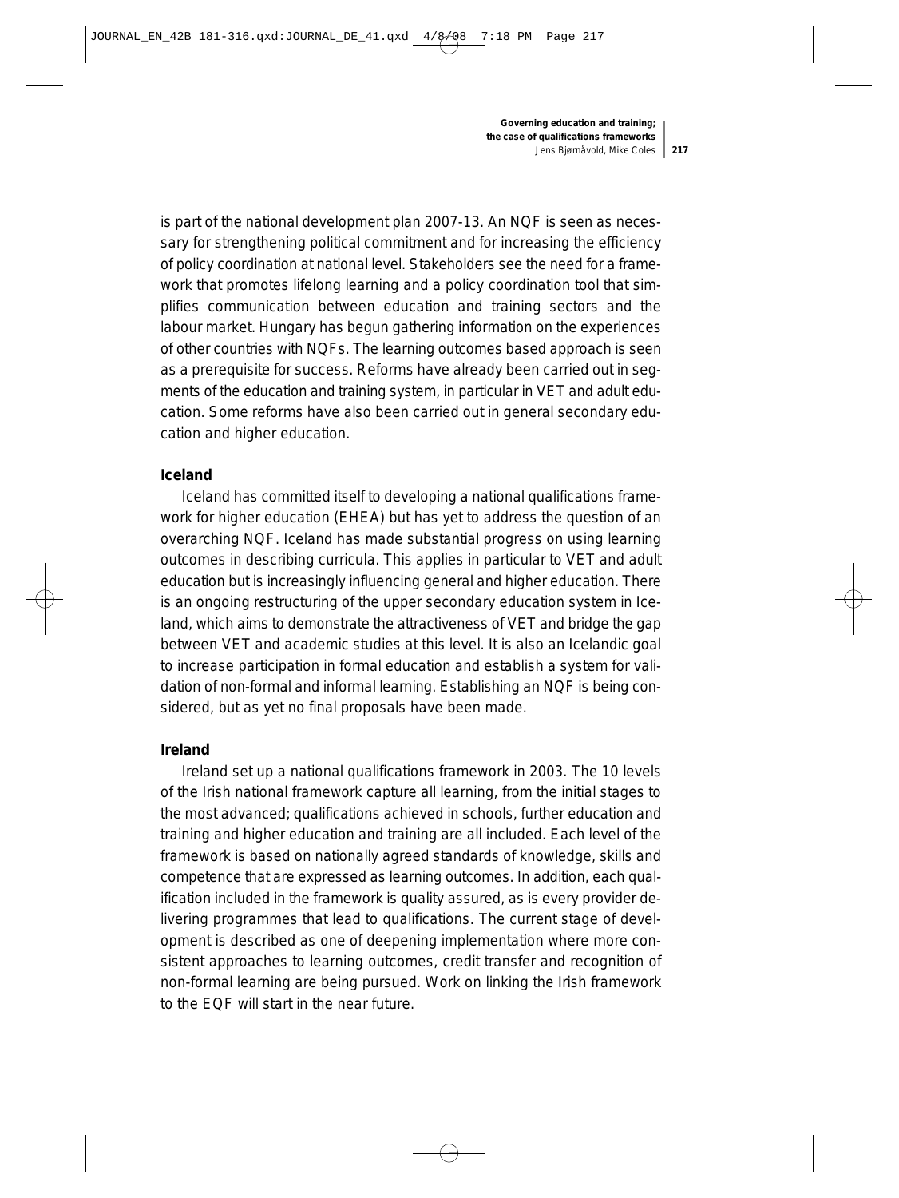is part of the national development plan 2007-13. An NQF is seen as necessary for strengthening political commitment and for increasing the efficiency of policy coordination at national level. Stakeholders see the need for a framework that promotes lifelong learning and a policy coordination tool that simplifies communication between education and training sectors and the labour market. Hungary has begun gathering information on the experiences of other countries with NQFs. The learning outcomes based approach is seen as a prerequisite for success. Reforms have already been carried out in segments of the education and training system, in particular in VET and adult education. Some reforms have also been carried out in general secondary education and higher education.

**Iceland**

Iceland has committed itself to developing a national qualifications framework for higher education (EHEA) but has yet to address the question of an overarching NQF. Iceland has made substantial progress on using learning outcomes in describing curricula. This applies in particular to VET and adult education but is increasingly influencing general and higher education. There is an ongoing restructuring of the upper secondary education system in Iceland, which aims to demonstrate the attractiveness of VET and bridge the gap between VET and academic studies at this level. It is also an Icelandic goal to increase participation in formal education and establish a system for validation of non-formal and informal learning. Establishing an NQF is being considered, but as yet no final proposals have been made.

**Ireland**

Ireland set up a national qualifications framework in 2003. The 10 levels of the Irish national framework capture all learning, from the initial stages to the most advanced; qualifications achieved in schools, further education and training and higher education and training are all included. Each level of the framework is based on nationally agreed standards of knowledge, skills and competence that are expressed as learning outcomes. In addition, each qualification included in the framework is quality assured, as is every provider delivering programmes that lead to qualifications. The current stage of development is described as one of deepening implementation where more consistent approaches to learning outcomes, credit transfer and recognition of non-formal learning are being pursued. Work on linking the Irish framework to the EQF will start in the near future.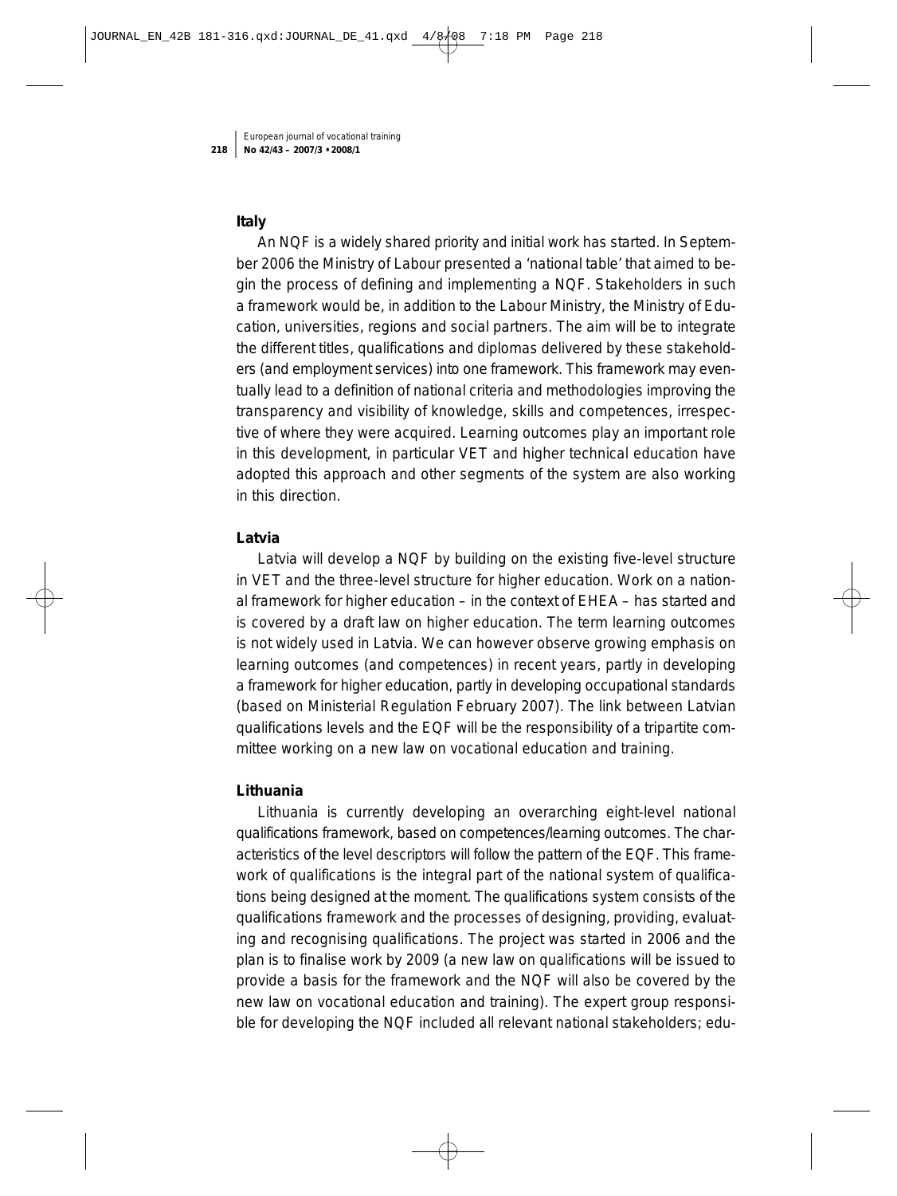**Italy**

An NQF is a widely shared priority and initial work has started. In September 2006 the Ministry of Labour presented a 'national table' that aimed to begin the process of defining and implementing a NQF. Stakeholders in such a framework would be, in addition to the Labour Ministry, the Ministry of Education, universities, regions and social partners. The aim will be to integrate the different titles, qualifications and diplomas delivered by these stakeholders (and employment services) into one framework. This framework may eventually lead to a definition of national criteria and methodologies improving the transparency and visibility of knowledge, skills and competences, irrespective of where they were acquired. Learning outcomes play an important role in this development, in particular VET and higher technical education have adopted this approach and other segments of the system are also working in this direction.

**Latvia**

Latvia will develop a NQF by building on the existing five-level structure in VET and the three-level structure for higher education. Work on a national framework for higher education – in the context of EHEA – has started and is covered by a draft law on higher education. The term learning outcomes is not widely used in Latvia. We can however observe growing emphasis on learning outcomes (and competences) in recent years, partly in developing a framework for higher education, partly in developing occupational standards (based on Ministerial Regulation February 2007). The link between Latvian qualifications levels and the EQF will be the responsibility of a tripartite committee working on a new law on vocational education and training.

**Lithuania**

Lithuania is currently developing an overarching eight-level national qualifications framework, based on competences/learning outcomes. The characteristics of the level descriptors will follow the pattern of the EQF. This framework of qualifications is the integral part of the national system of qualifications being designed at the moment. The qualifications system consists of the qualifications framework and the processes of designing, providing, evaluating and recognising qualifications. The project was started in 2006 and the plan is to finalise work by 2009 (a new law on qualifications will be issued to provide a basis for the framework and the NQF will also be covered by the new law on vocational education and training). The expert group responsible for developing the NQF included all relevant national stakeholders; edu-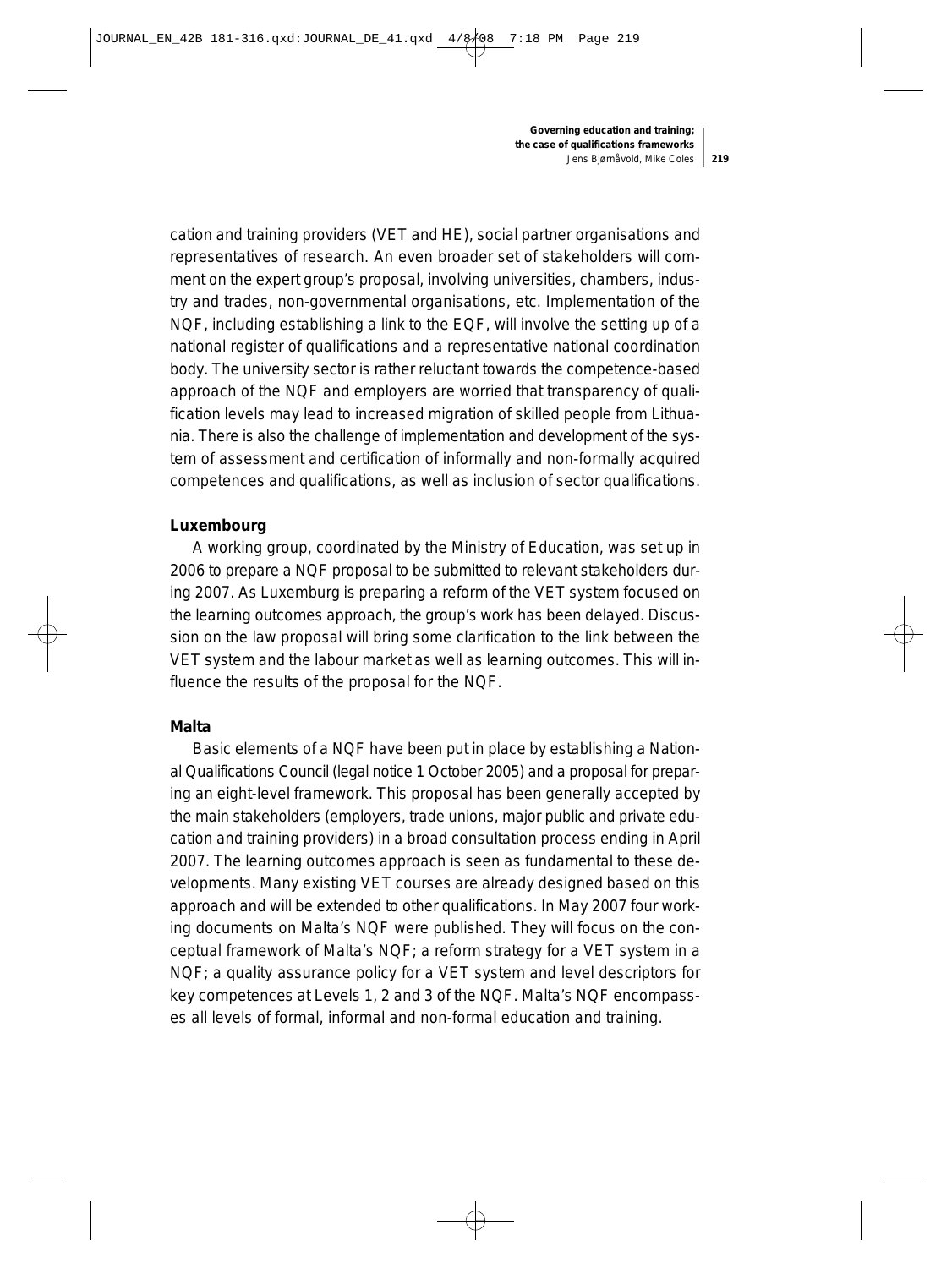cation and training providers (VET and HE), social partner organisations and representatives of research. An even broader set of stakeholders will comment on the expert group's proposal, involving universities, chambers, industry and trades, non-governmental organisations, etc. Implementation of the NQF, including establishing a link to the EQF, will involve the setting up of a national register of qualifications and a representative national coordination body. The university sector is rather reluctant towards the competence-based approach of the NQF and employers are worried that transparency of qualification levels may lead to increased migration of skilled people from Lithuania. There is also the challenge of implementation and development of the system of assessment and certification of informally and non-formally acquired competences and qualifications, as well as inclusion of sector qualifications.

**Luxembourg**

A working group, coordinated by the Ministry of Education, was set up in 2006 to prepare a NQF proposal to be submitted to relevant stakeholders during 2007. As Luxemburg is preparing a reform of the VET system focused on the learning outcomes approach, the group's work has been delayed. Discussion on the law proposal will bring some clarification to the link between the VET system and the labour market as well as learning outcomes. This will influence the results of the proposal for the NQF.

**Malta**

Basic elements of a NQF have been put in place by establishing a National Qualifications Council (legal notice 1 October 2005) and a proposal for preparing an eight-level framework. This proposal has been generally accepted by the main stakeholders (employers, trade unions, major public and private education and training providers) in a broad consultation process ending in April 2007. The learning outcomes approach is seen as fundamental to these developments. Many existing VET courses are already designed based on this approach and will be extended to other qualifications. In May 2007 four working documents on Malta's NQF were published. They will focus on the conceptual framework of Malta's NQF; a reform strategy for a VET system in a NQF; a quality assurance policy for a VET system and level descriptors for key competences at Levels 1, 2 and 3 of the NQF. Malta's NQF encompasses all levels of formal, informal and non-formal education and training.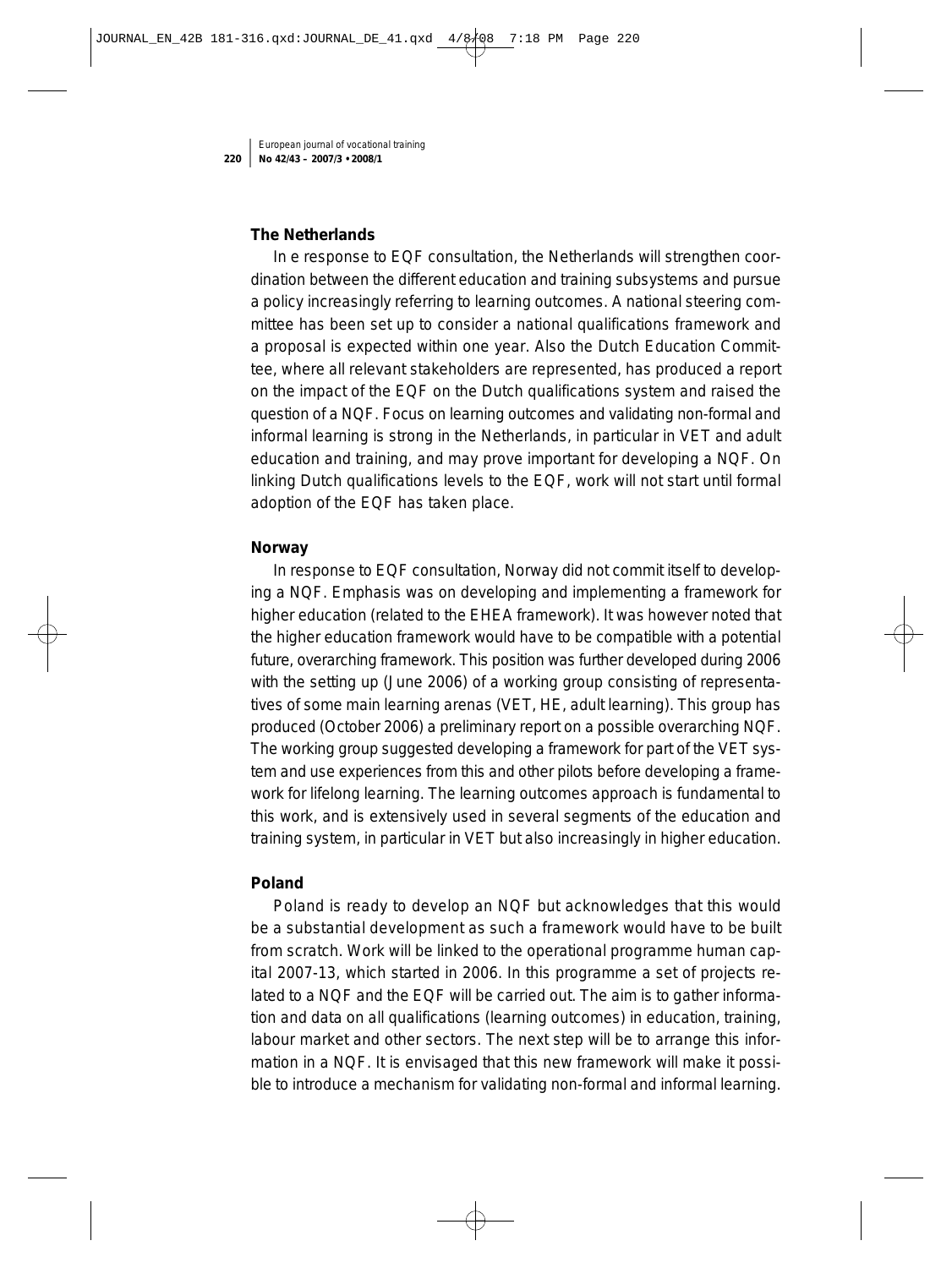**The Netherlands**

In e response to EQF consultation, the Netherlands will strengthen coordination between the different education and training subsystems and pursue a policy increasingly referring to learning outcomes. A national steering committee has been set up to consider a national qualifications framework and a proposal is expected within one year. Also the Dutch Education Committee, where all relevant stakeholders are represented, has produced a report on the impact of the EQF on the Dutch qualifications system and raised the question of a NQF. Focus on learning outcomes and validating non-formal and informal learning is strong in the Netherlands, in particular in VET and adult education and training, and may prove important for developing a NQF. On linking Dutch qualifications levels to the EQF, work will not start until formal adoption of the EQF has taken place.

**Norway**

In response to EQF consultation, Norway did not commit itself to developing a NQF. Emphasis was on developing and implementing a framework for higher education (related to the EHEA framework). It was however noted that the higher education framework would have to be compatible with a potential future, overarching framework. This position was further developed during 2006 with the setting up (June 2006) of a working group consisting of representatives of some main learning arenas (VET, HE, adult learning). This group has produced (October 2006) a preliminary report on a possible overarching NQF. The working group suggested developing a framework for part of the VET system and use experiences from this and other pilots before developing a framework for lifelong learning. The learning outcomes approach is fundamental to this work, and is extensively used in several segments of the education and training system, in particular in VET but also increasingly in higher education.

**Poland**

Poland is ready to develop an NQF but acknowledges that this would be a substantial development as such a framework would have to be built from scratch. Work will be linked to the operational programme human capital 2007-13, which started in 2006. In this programme a set of projects related to a NQF and the EQF will be carried out. The aim is to gather information and data on all qualifications (learning outcomes) in education, training, labour market and other sectors. The next step will be to arrange this information in a NQF. It is envisaged that this new framework will make it possible to introduce a mechanism for validating non-formal and informal learning.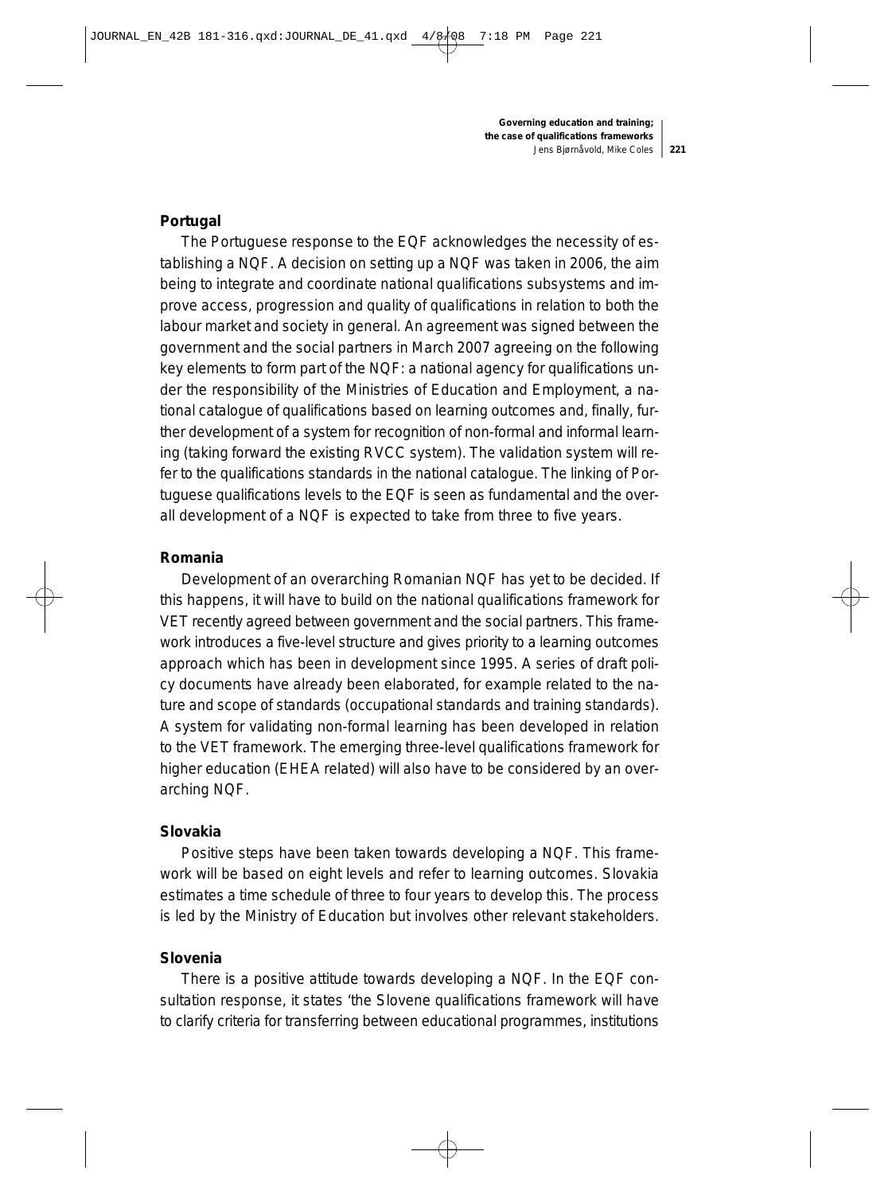**Portugal**

The Portuguese response to the EQF acknowledges the necessity of establishing a NQF. A decision on setting up a NQF was taken in 2006, the aim being to integrate and coordinate national qualifications subsystems and improve access, progression and quality of qualifications in relation to both the labour market and society in general. An agreement was signed between the government and the social partners in March 2007 agreeing on the following key elements to form part of the NQF: a national agency for qualifications under the responsibility of the Ministries of Education and Employment, a national catalogue of qualifications based on learning outcomes and, finally, further development of a system for recognition of non-formal and informal learning (taking forward the existing RVCC system). The validation system will refer to the qualifications standards in the national catalogue. The linking of Portuguese qualifications levels to the EQF is seen as fundamental and the overall development of a NQF is expected to take from three to five years.

**Romania**

Development of an overarching Romanian NQF has yet to be decided. If this happens, it will have to build on the national qualifications framework for VET recently agreed between government and the social partners. This framework introduces a five-level structure and gives priority to a learning outcomes approach which has been in development since 1995. A series of draft policy documents have already been elaborated, for example related to the nature and scope of standards (occupational standards and training standards). A system for validating non-formal learning has been developed in relation to the VET framework. The emerging three-level qualifications framework for higher education (EHEA related) will also have to be considered by an overarching NQF.

**Slovakia**

Positive steps have been taken towards developing a NQF. This framework will be based on eight levels and refer to learning outcomes. Slovakia estimates a time schedule of three to four years to develop this. The process is led by the Ministry of Education but involves other relevant stakeholders.

**Slovenia**

There is a positive attitude towards developing a NQF. In the EQF consultation response, it states 'the Slovene qualifications framework will have to clarify criteria for transferring between educational programmes, institutions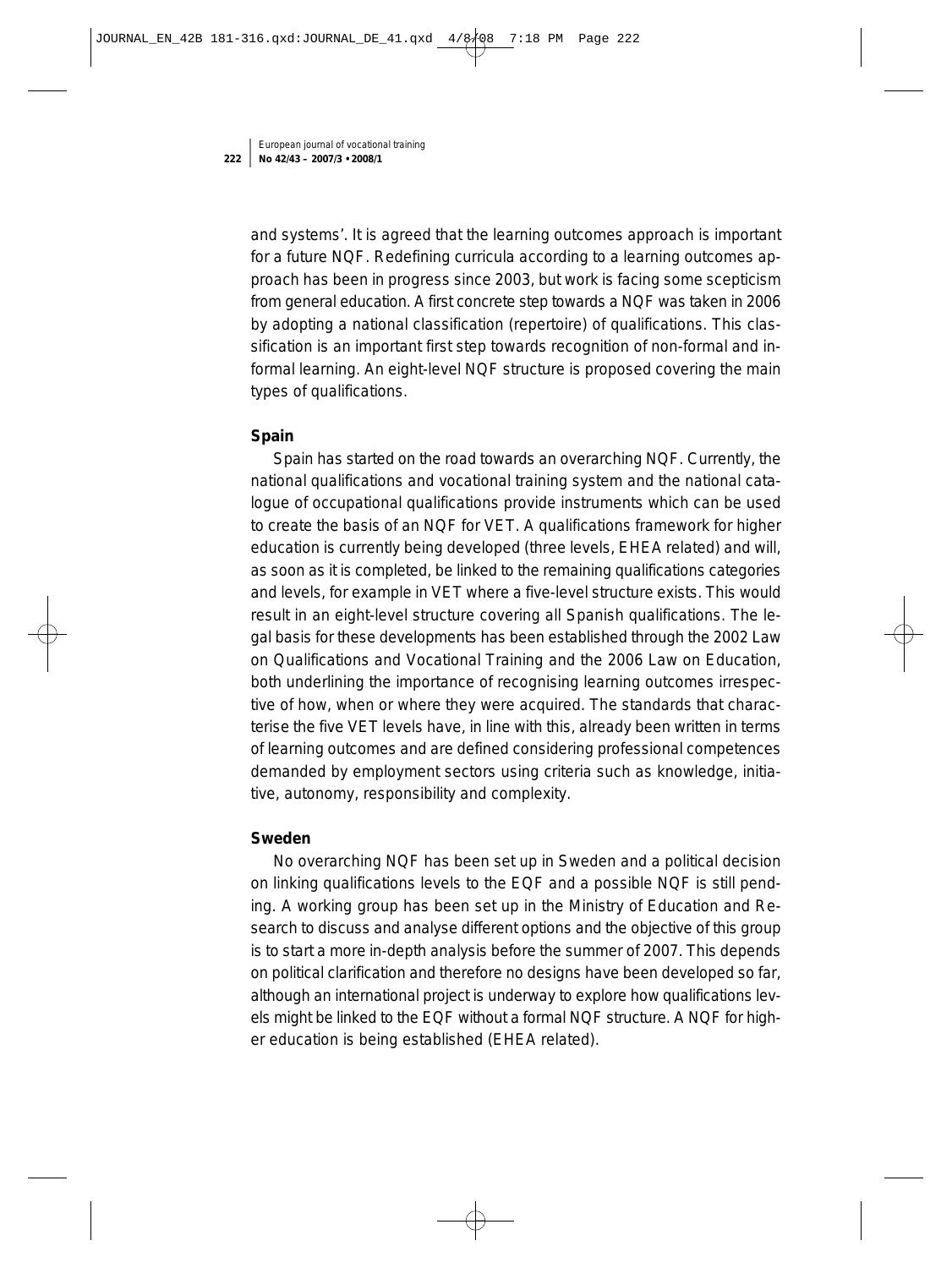and systems'. It is agreed that the learning outcomes approach is important for a future NQF. Redefining curricula according to a learning outcomes approach has been in progress since 2003, but work is facing some scepticism from general education. A first concrete step towards a NQF was taken in 2006 by adopting a national classification (repertoire) of qualifications. This classification is an important first step towards recognition of non-formal and informal learning. An eight-level NQF structure is proposed covering the main types of qualifications.

**Spain**

Spain has started on the road towards an overarching NQF. Currently, the national qualifications and vocational training system and the national catalogue of occupational qualifications provide instruments which can be used to create the basis of an NQF for VET. A qualifications framework for higher education is currently being developed (three levels, EHEA related) and will, as soon as it is completed, be linked to the remaining qualifications categories and levels, for example in VET where a five-level structure exists. This would result in an eight-level structure covering all Spanish qualifications. The legal basis for these developments has been established through the 2002 Law on Qualifications and Vocational Training and the 2006 Law on Education, both underlining the importance of recognising learning outcomes irrespective of how, when or where they were acquired. The standards that characterise the five VET levels have, in line with this, already been written in terms of learning outcomes and are defined considering professional competences demanded by employment sectors using criteria such as knowledge, initiative, autonomy, responsibility and complexity.

**Sweden**

No overarching NQF has been set up in Sweden and a political decision on linking qualifications levels to the EQF and a possible NQF is still pending. A working group has been set up in the Ministry of Education and Research to discuss and analyse different options and the objective of this group is to start a more in-depth analysis before the summer of 2007. This depends on political clarification and therefore no designs have been developed so far, although an international project is underway to explore how qualifications levels might be linked to the EQF without a formal NQF structure. A NQF for higher education is being established (EHEA related).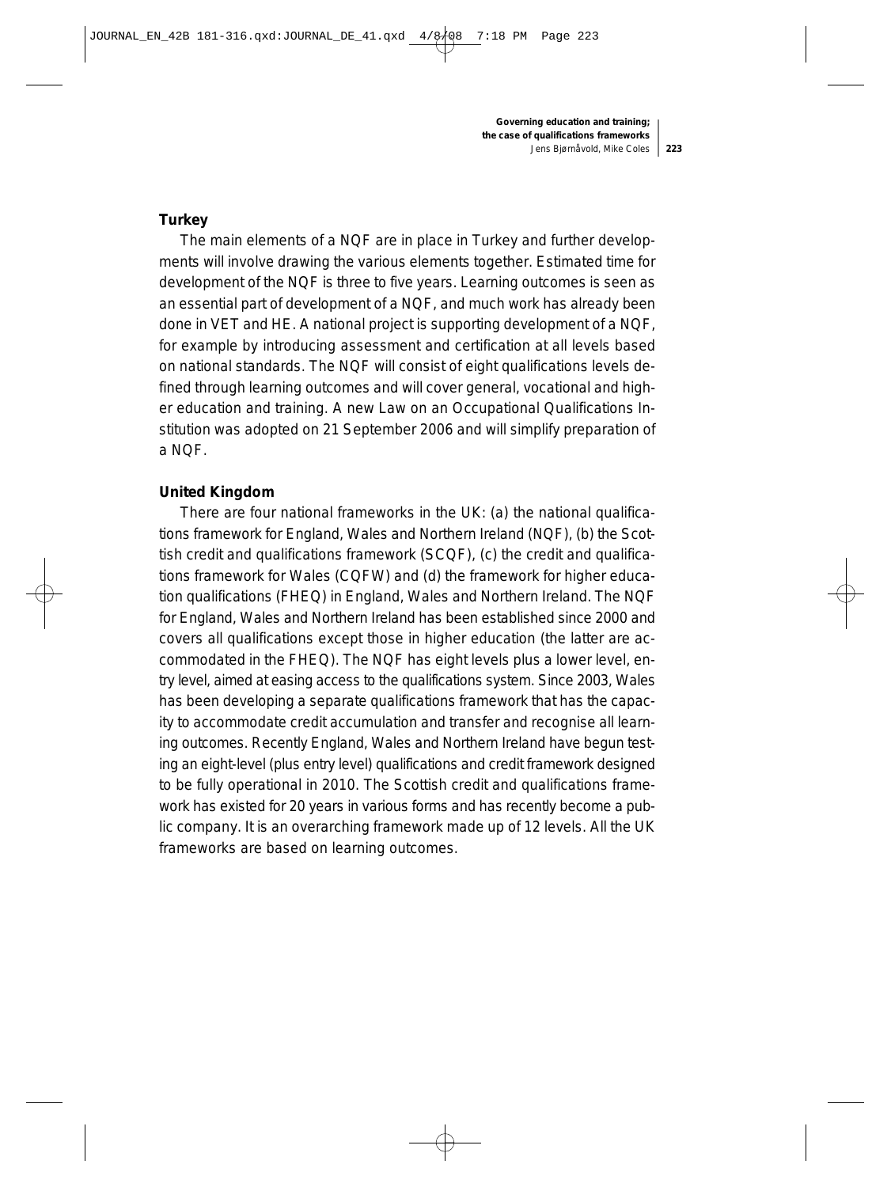### Turkey

The main elements of a NQF are in place in Turkey and further developments will involve drawing the various elements together. Estimated time for development of the NQF is three to five years. Learning outcomes is seen as an essential part of development of a NQF, and much work has already been done in VET and HE. A national project is supporting development of a NQF, for example by introducing assessment and certification at all levels based on national standards. The NQF will consist of eight qualifications levels defined through learning outcomes and will cover general, vocational and higher education and training. A new Law on an Occupational Qualifications Institution was adopted on 21 September 2006 and will simplify preparation of a NQF.

### United Kingdom

There are four national frameworks in the UK: (a) the national qualifications framework for England, Wales and Northern Ireland (NQF), (b) the Scottish credit and qualifications framework (SCQF), (c) the credit and qualifications framework for Wales (CQFW) and (d) the framework for higher education qualifications (FHEQ) in England, Wales and Northern Ireland. The NQF for England, Wales and Northern Ireland has been established since 2000 and covers all qualifications except those in higher education (the latter are accommodated in the FHEQ). The NQF has eight levels plus a lower level, entry level, aimed at easing access to the qualifications system. Since 2003, Wales has been developing a separate qualifications framework that has the capacity to accommodate credit accumulation and transfer and recognise all learning outcomes. Recently England, Wales and Northern Ireland have begun testing an eight-level (plus entry level) qualifications and credit framework designed to be fully operational in 2010. The Scottish credit and qualifications framework has existed for 20 years in various forms and has recently become a public company. It is an overarching framework made up of 12 levels. All the UK frameworks are based on learning outcomes.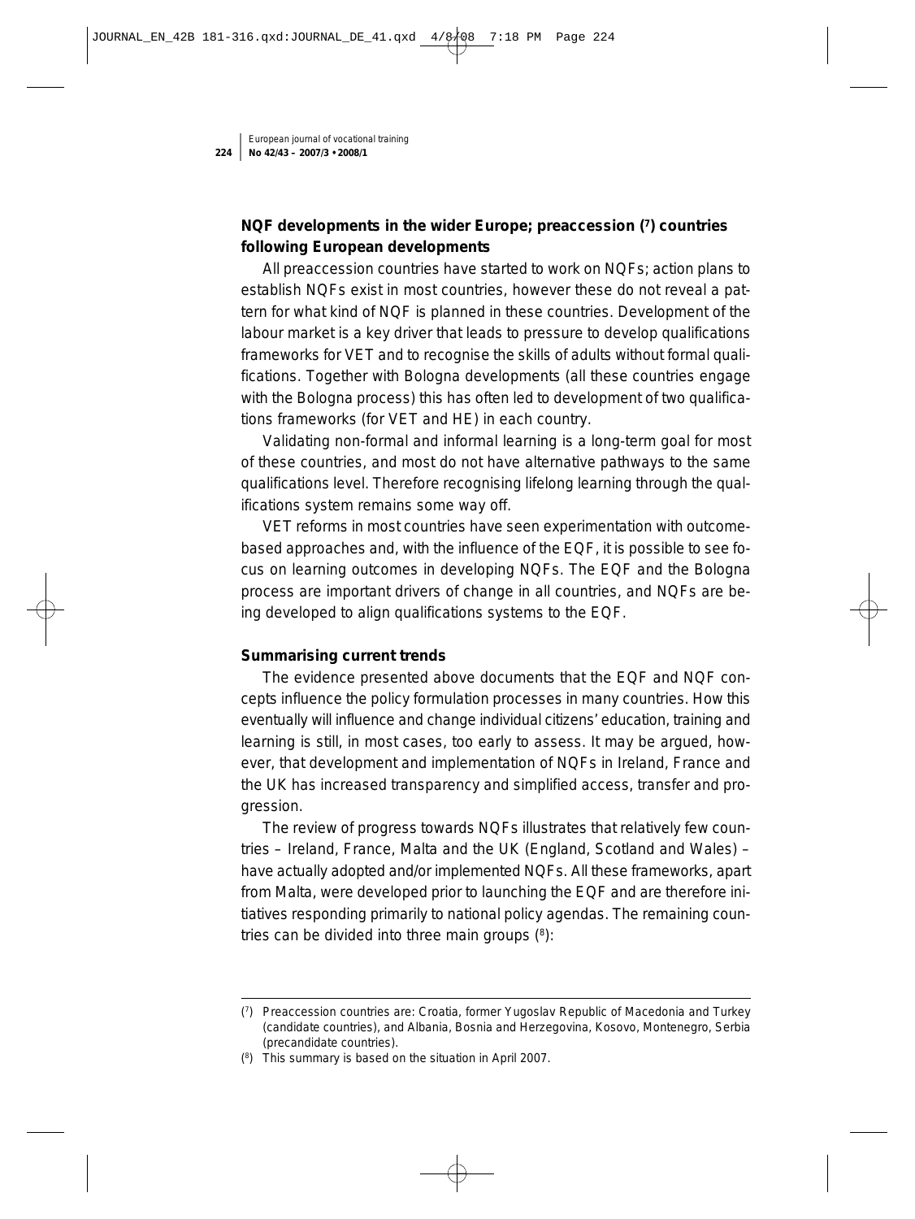### NQF developments in the wider Europe; preaccession ([7]) countries following European developments

All preaccession countries have started to work on NQFs; action plans to establish NQFs exist in most countries, however these do not reveal a pattern for what kind of NQF is planned in these countries. Development of the labour market is a key driver that leads to pressure to develop qualifications frameworks for VET and to recognise the skills of adults without formal qualifications. Together with Bologna developments (all these countries engage with the Bologna process) this has often led to development of two qualifications frameworks (for VET and HE) in each country.

Validating non-formal and informal learning is a long-term goal for most of these countries, and most do not have alternative pathways to the same qualifications level. Therefore recognising lifelong learning through the qualifications system remains some way off.

VET reforms in most countries have seen experimentation with outcome-based approaches and, with the influence of the EQF, it is possible to see focus on learning outcomes in developing NQFs. The EQF and the Bologna process are important drivers of change in all countries, and NQFs are being developed to align qualifications systems to the EQF.

### Summarising current trends

The evidence presented above documents that the EQF and NQF concepts influence the policy formulation processes in many countries. How this eventually will influence and change individual citizens' education, training and learning is still, in most cases, too early to assess. It may be argued, however, that development and implementation of NQFs in Ireland, France and the UK has increased transparency and simplified access, transfer and progression.

The review of progress towards NQFs illustrates that relatively few countries – Ireland, France, Malta and the UK (England, Scotland and Wales) – have actually adopted and/or implemented NQFs. All these frameworks, apart from Malta, were developed prior to launching the EQF and are therefore initiatives responding primarily to national policy agendas. The remaining countries can be divided into three main groups ([8]):

---

([7]) Preaccession countries are: Croatia, former Yugoslav Republic of Macedonia and Turkey (candidate countries), and Albania, Bosnia and Herzegovina, Kosovo, Montenegro, Serbia (precandidate countries).

([8]) This summary is based on the situation in April 2007.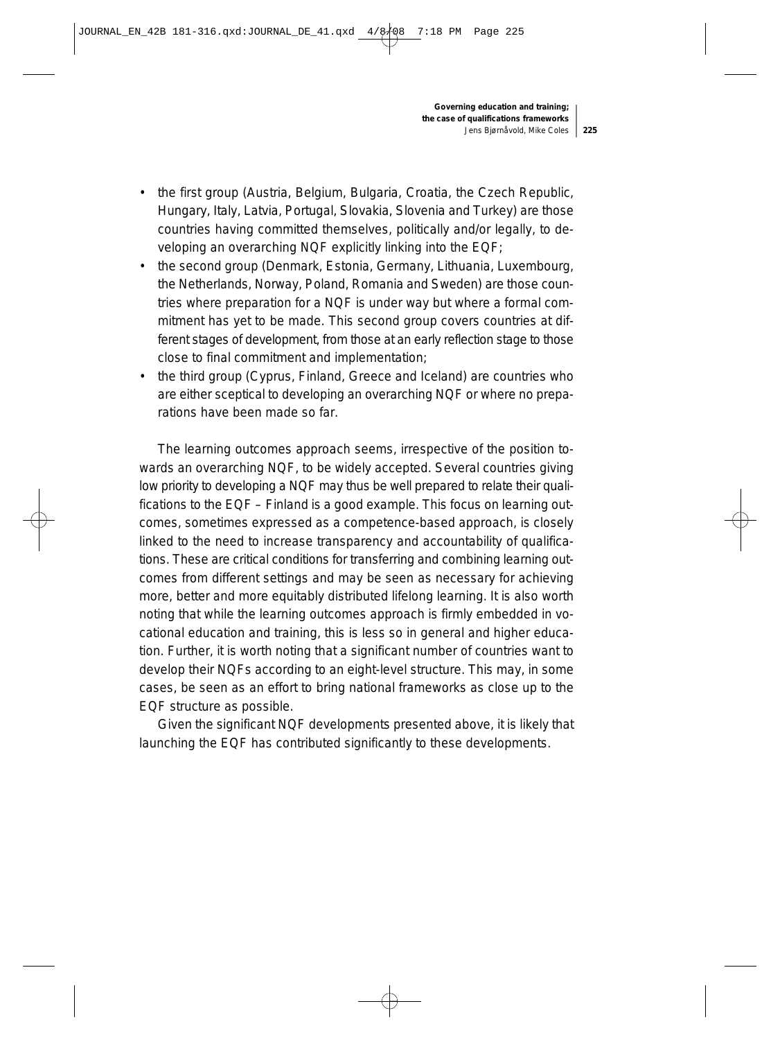- the first group (Austria, Belgium, Bulgaria, Croatia, the Czech Republic, Hungary, Italy, Latvia, Portugal, Slovakia, Slovenia and Turkey) are those countries having committed themselves, politically and/or legally, to developing an overarching NQF explicitly linking into the EQF;
- the second group (Denmark, Estonia, Germany, Lithuania, Luxembourg, the Netherlands, Norway, Poland, Romania and Sweden) are those countries where preparation for a NQF is under way but where a formal commitment has yet to be made. This second group covers countries at different stages of development, from those at an early reflection stage to those close to final commitment and implementation;
- the third group (Cyprus, Finland, Greece and Iceland) are countries who are either sceptical to developing an overarching NQF or where no preparations have been made so far.

The learning outcomes approach seems, irrespective of the position towards an overarching NQF, to be widely accepted. Several countries giving low priority to developing a NQF may thus be well prepared to relate their qualifications to the EQF – Finland is a good example. This focus on learning outcomes, sometimes expressed as a competence-based approach, is closely linked to the need to increase transparency and accountability of qualifications. These are critical conditions for transferring and combining learning outcomes from different settings and may be seen as necessary for achieving more, better and more equitably distributed lifelong learning. It is also worth noting that while the learning outcomes approach is firmly embedded in vocational education and training, this is less so in general and higher education. Further, it is worth noting that a significant number of countries want to develop their NQFs according to an eight-level structure. This may, in some cases, be seen as an effort to bring national frameworks as close up to the EQF structure as possible.

Given the significant NQF developments presented above, it is likely that launching the EQF has contributed significantly to these developments.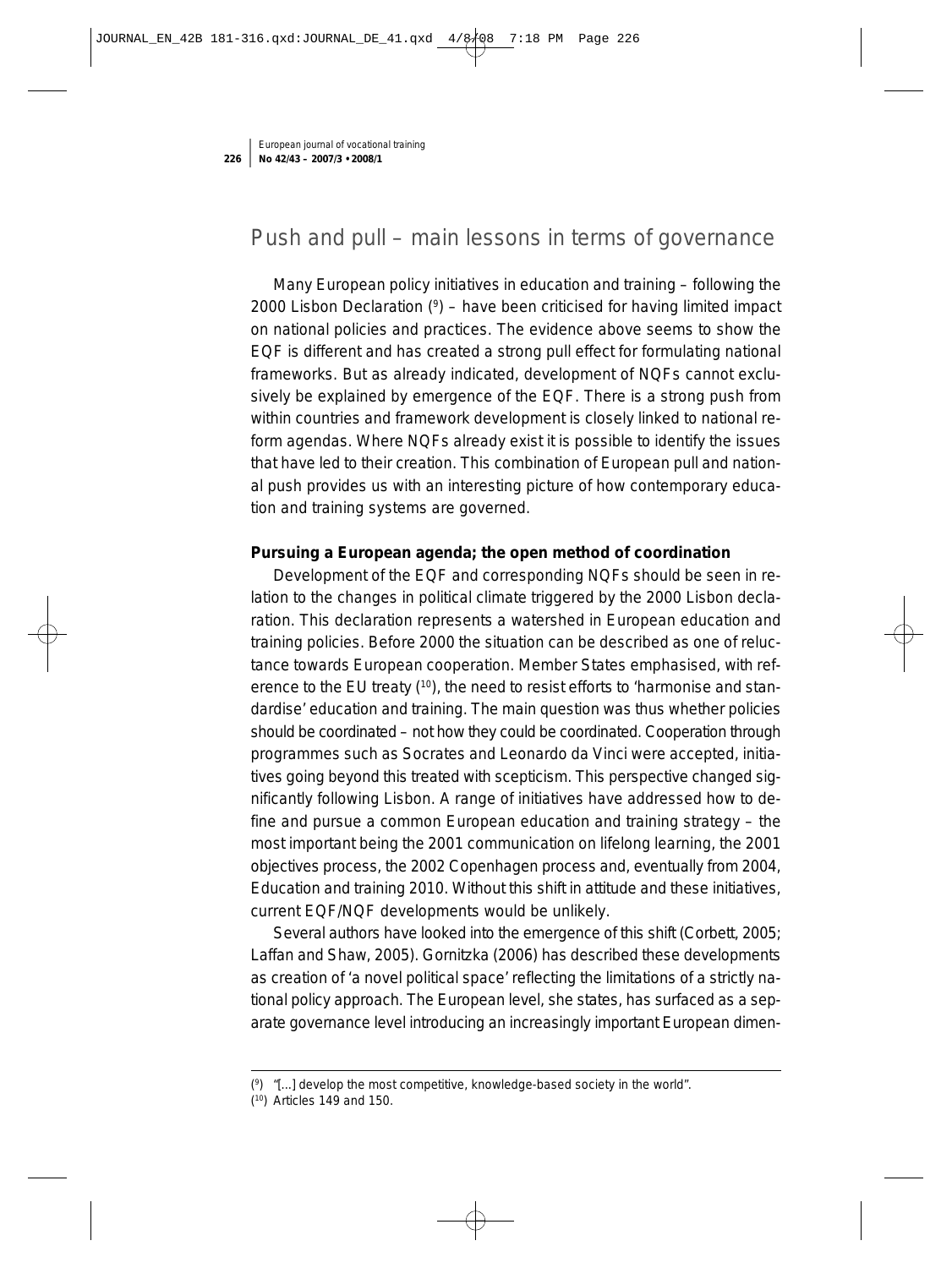## Push and pull – main lessons in terms of governance

Many European policy initiatives in education and training – following the 2000 Lisbon Declaration ([9]) – have been criticised for having limited impact on national policies and practices. The evidence above seems to show the EQF is different and has created a strong pull effect for formulating national frameworks. But as already indicated, development of NQFs cannot exclusively be explained by emergence of the EQF. There is a strong push from within countries and framework development is closely linked to national reform agendas. Where NQFs already exist it is possible to identify the issues that have led to their creation. This combination of European pull and national push provides us with an interesting picture of how contemporary education and training systems are governed.

### Pursuing a European agenda; the open method of coordination

Development of the EQF and corresponding NQFs should be seen in relation to the changes in political climate triggered by the 2000 Lisbon declaration. This declaration represents a watershed in European education and training policies. Before 2000 the situation can be described as one of reluctance towards European cooperation. Member States emphasised, with reference to the EU treaty ([10]), the need to resist efforts to 'harmonise and standardise' education and training. The main question was thus whether policies should be coordinated – not how they could be coordinated. Cooperation through programmes such as Socrates and Leonardo da Vinci were accepted, initiatives going beyond this treated with scepticism. This perspective changed significantly following Lisbon. A range of initiatives have addressed how to define and pursue a common European education and training strategy – the most important being the 2001 communication on lifelong learning, the 2001 objectives process, the 2002 Copenhagen process and, eventually from 2004, Education and training 2010. Without this shift in attitude and these initiatives, current EQF/NQF developments would be unlikely.

Several authors have looked into the emergence of this shift (Corbett, 2005; Laffan and Shaw, 2005). Gornitzka (2006) has described these developments as creation of 'a novel political space' reflecting the limitations of a strictly national policy approach. The European level, she states, has surfaced as a separate governance level introducing an increasingly important European dimen-

([9]) "[...] develop the most competitive, knowledge-based society in the world".

([10]) Articles 149 and 150.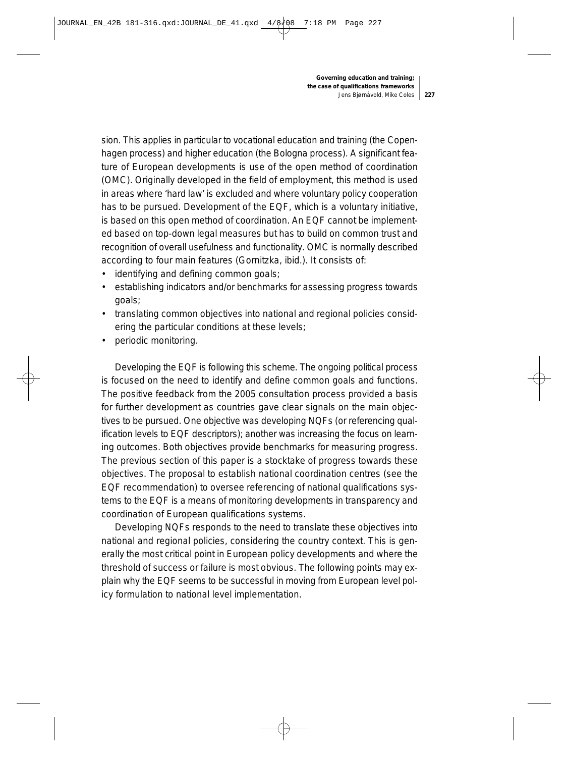sion. This applies in particular to vocational education and training (the Copenhagen process) and higher education (the Bologna process). A significant feature of European developments is use of the open method of coordination (OMC). Originally developed in the field of employment, this method is used in areas where 'hard law' is excluded and where voluntary policy cooperation has to be pursued. Development of the EQF, which is a voluntary initiative, is based on this open method of coordination. An EQF cannot be implemented based on top-down legal measures but has to build on common trust and recognition of overall usefulness and functionality. OMC is normally described according to four main features (Gornitzka, ibid.). It consists of:

- identifying and defining common goals;
- establishing indicators and/or benchmarks for assessing progress towards goals;
- translating common objectives into national and regional policies considering the particular conditions at these levels;
- periodic monitoring.

Developing the EQF is following this scheme. The ongoing political process is focused on the need to identify and define common goals and functions. The positive feedback from the 2005 consultation process provided a basis for further development as countries gave clear signals on the main objectives to be pursued. One objective was developing NQFs (or referencing qualification levels to EQF descriptors); another was increasing the focus on learning outcomes. Both objectives provide benchmarks for measuring progress. The previous section of this paper is a stocktake of progress towards these objectives. The proposal to establish national coordination centres (see the EQF recommendation) to oversee referencing of national qualifications systems to the EQF is a means of monitoring developments in transparency and coordination of European qualifications systems.

Developing NQFs responds to the need to translate these objectives into national and regional policies, considering the country context. This is generally the most critical point in European policy developments and where the threshold of success or failure is most obvious. The following points may explain why the EQF seems to be successful in moving from European level policy formulation to national level implementation.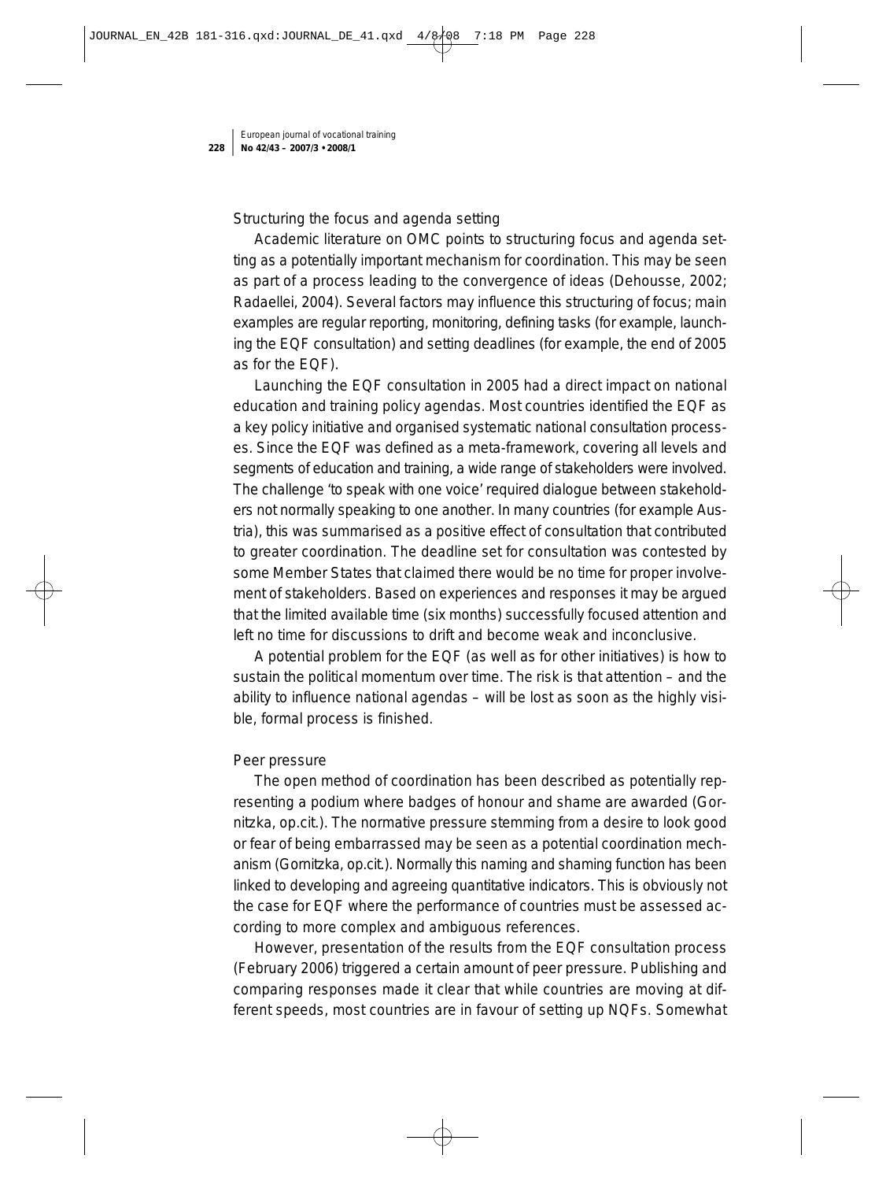### Structuring the focus and agenda setting

Academic literature on OMC points to structuring focus and agenda setting as a potentially important mechanism for coordination. This may be seen as part of a process leading to the convergence of ideas (Dehousse, 2002; Radaellei, 2004). Several factors may influence this structuring of focus; main examples are regular reporting, monitoring, defining tasks (for example, launching the EQF consultation) and setting deadlines (for example, the end of 2005 as for the EQF).

Launching the EQF consultation in 2005 had a direct impact on national education and training policy agendas. Most countries identified the EQF as a key policy initiative and organised systematic national consultation processes. Since the EQF was defined as a meta-framework, covering all levels and segments of education and training, a wide range of stakeholders were involved. The challenge 'to speak with one voice' required dialogue between stakeholders not normally speaking to one another. In many countries (for example Austria), this was summarised as a positive effect of consultation that contributed to greater coordination. The deadline set for consultation was contested by some Member States that claimed there would be no time for proper involvement of stakeholders. Based on experiences and responses it may be argued that the limited available time (six months) successfully focused attention and left no time for discussions to drift and become weak and inconclusive.

A potential problem for the EQF (as well as for other initiatives) is how to sustain the political momentum over time. The risk is that attention – and the ability to influence national agendas – will be lost as soon as the highly visible, formal process is finished.

### Peer pressure

The open method of coordination has been described as potentially representing a podium where badges of honour and shame are awarded (Gornitzka, op.cit.). The normative pressure stemming from a desire to look good or fear of being embarrassed may be seen as a potential coordination mechanism (Gornitzka, op.cit.). Normally this naming and shaming function has been linked to developing and agreeing quantitative indicators. This is obviously not the case for EQF where the performance of countries must be assessed according to more complex and ambiguous references.

However, presentation of the results from the EQF consultation process (February 2006) triggered a certain amount of peer pressure. Publishing and comparing responses made it clear that while countries are moving at different speeds, most countries are in favour of setting up NQFs. Somewhat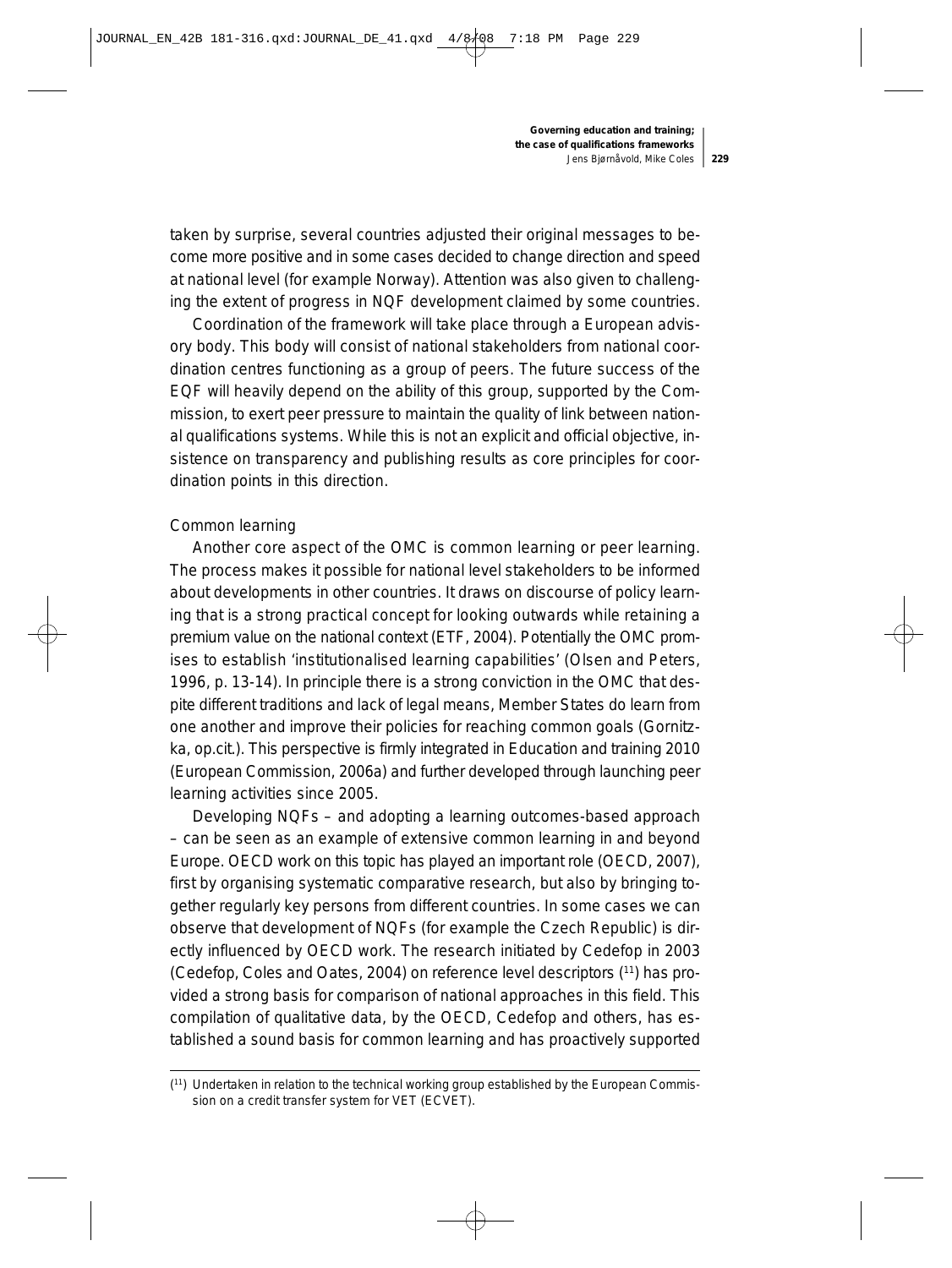taken by surprise, several countries adjusted their original messages to become more positive and in some cases decided to change direction and speed at national level (for example Norway). Attention was also given to challenging the extent of progress in NQF development claimed by some countries.

Coordination of the framework will take place through a European advisory body. This body will consist of national stakeholders from national coordination centres functioning as a group of peers. The future success of the EQF will heavily depend on the ability of this group, supported by the Commission, to exert peer pressure to maintain the quality of link between national qualifications systems. While this is not an explicit and official objective, insistence on transparency and publishing results as core principles for coordination points in this direction.

### Common learning

Another core aspect of the OMC is common learning or peer learning. The process makes it possible for national level stakeholders to be informed about developments in other countries. It draws on discourse of policy learning that is a strong practical concept for looking outwards while retaining a premium value on the national context (ETF, 2004). Potentially the OMC promises to establish 'institutionalised learning capabilities' (Olsen and Peters, 1996, p. 13-14). In principle there is a strong conviction in the OMC that despite different traditions and lack of legal means, Member States do learn from one another and improve their policies for reaching common goals (Gornitzka, op.cit.). This perspective is firmly integrated in Education and training 2010 (European Commission, 2006a) and further developed through launching peer learning activities since 2005.

Developing NQFs – and adopting a learning outcomes-based approach – can be seen as an example of extensive common learning in and beyond Europe. OECD work on this topic has played an important role (OECD, 2007), first by organising systematic comparative research, but also by bringing together regularly key persons from different countries. In some cases we can observe that development of NQFs (for example the Czech Republic) is directly influenced by OECD work. The research initiated by Cedefop in 2003 (Cedefop, Coles and Oates, 2004) on reference level descriptors [11] has provided a strong basis for comparison of national approaches in this field. This compilation of qualitative data, by the OECD, Cedefop and others, has established a sound basis for common learning and has proactively supported

[11] Undertaken in relation to the technical working group established by the European Commission on a credit transfer system for VET (ECVET).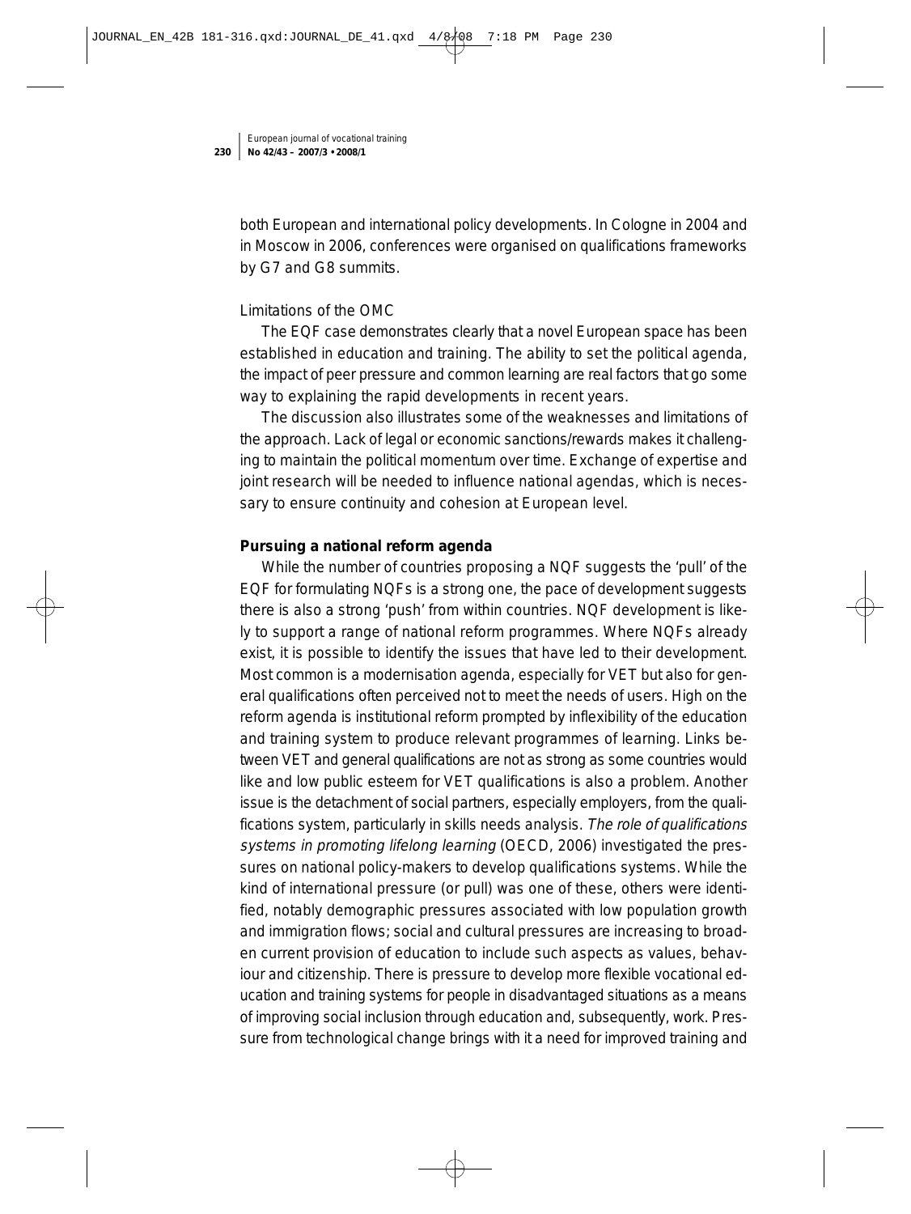both European and international policy developments. In Cologne in 2004 and in Moscow in 2006, conferences were organised on qualifications frameworks by G7 and G8 summits.

Limitations of the OMC

The EQF case demonstrates clearly that a novel European space has been established in education and training. The ability to set the political agenda, the impact of peer pressure and common learning are real factors that go some way to explaining the rapid developments in recent years.

The discussion also illustrates some of the weaknesses and limitations of the approach. Lack of legal or economic sanctions/rewards makes it challenging to maintain the political momentum over time. Exchange of expertise and joint research will be needed to influence national agendas, which is necessary to ensure continuity and cohesion at European level.

**Pursuing a national reform agenda**

While the number of countries proposing a NQF suggests the 'pull' of the EQF for formulating NQFs is a strong one, the pace of development suggests there is also a strong 'push' from within countries. NQF development is likely to support a range of national reform programmes. Where NQFs already exist, it is possible to identify the issues that have led to their development. Most common is a modernisation agenda, especially for VET but also for general qualifications often perceived not to meet the needs of users. High on the reform agenda is institutional reform prompted by inflexibility of the education and training system to produce relevant programmes of learning. Links between VET and general qualifications are not as strong as some countries would like and low public esteem for VET qualifications is also a problem. Another issue is the detachment of social partners, especially employers, from the qualifications system, particularly in skills needs analysis. *The role of qualifications systems in promoting lifelong learning* (OECD, 2006) investigated the pressures on national policy-makers to develop qualifications systems. While the kind of international pressure (or pull) was one of these, others were identified, notably demographic pressures associated with low population growth and immigration flows; social and cultural pressures are increasing to broaden current provision of education to include such aspects as values, behaviour and citizenship. There is pressure to develop more flexible vocational education and training systems for people in disadvantaged situations as a means of improving social inclusion through education and, subsequently, work. Pressure from technological change brings with it a need for improved training and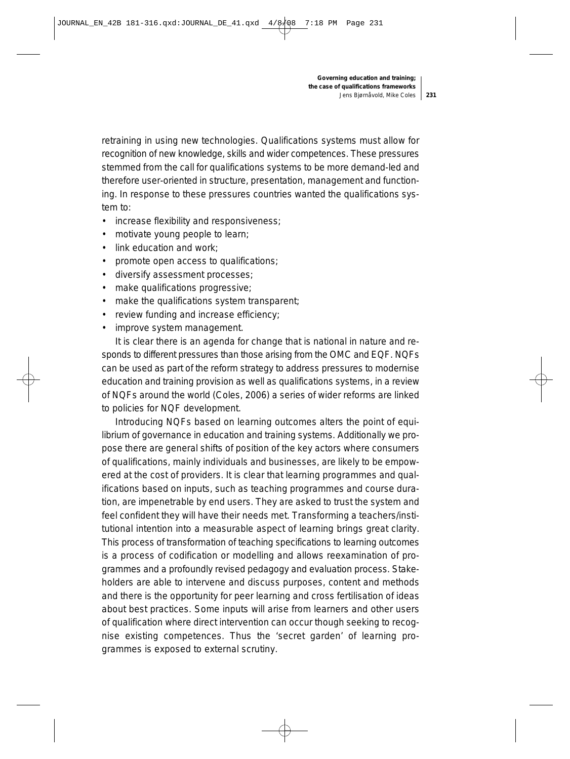retraining in using new technologies. Qualifications systems must allow for recognition of new knowledge, skills and wider competences. These pressures stemmed from the call for qualifications systems to be more demand-led and therefore user-oriented in structure, presentation, management and functioning. In response to these pressures countries wanted the qualifications system to:

- increase flexibility and responsiveness;
- motivate young people to learn;
- link education and work;
- promote open access to qualifications;
- diversify assessment processes;
- make qualifications progressive;
- make the qualifications system transparent;
- review funding and increase efficiency;
- improve system management.

It is clear there is an agenda for change that is national in nature and responds to different pressures than those arising from the OMC and EQF. NQFs can be used as part of the reform strategy to address pressures to modernise education and training provision as well as qualifications systems, in a review of NQFs around the world (Coles, 2006) a series of wider reforms are linked to policies for NQF development.

Introducing NQFs based on learning outcomes alters the point of equilibrium of governance in education and training systems. Additionally we propose there are general shifts of position of the key actors where consumers of qualifications, mainly individuals and businesses, are likely to be empowered at the cost of providers. It is clear that learning programmes and qualifications based on inputs, such as teaching programmes and course duration, are impenetrable by end users. They are asked to trust the system and feel confident they will have their needs met. Transforming a teachers/institutional intention into a measurable aspect of learning brings great clarity. This process of transformation of teaching specifications to learning outcomes is a process of codification or modelling and allows reexamination of programmes and a profoundly revised pedagogy and evaluation process. Stakeholders are able to intervene and discuss purposes, content and methods and there is the opportunity for peer learning and cross fertilisation of ideas about best practices. Some inputs will arise from learners and other users of qualification where direct intervention can occur though seeking to recognise existing competences. Thus the 'secret garden' of learning programmes is exposed to external scrutiny.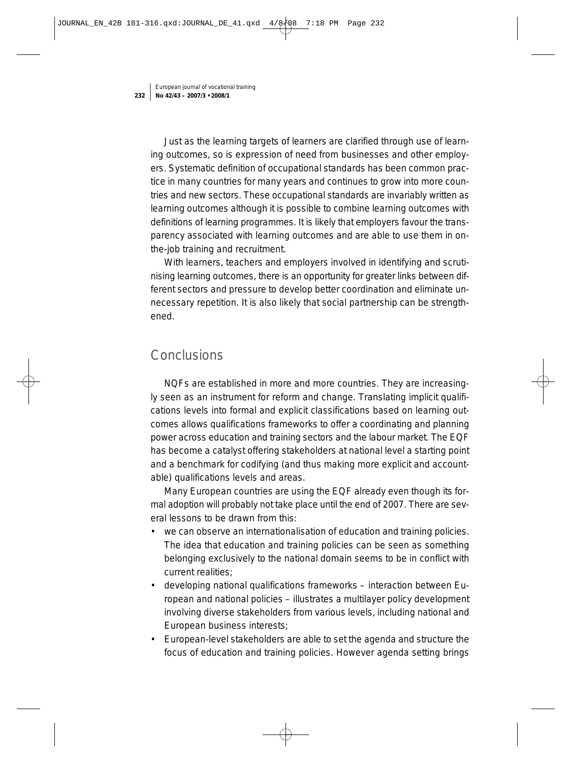Just as the learning targets of learners are clarified through use of learning outcomes, so is expression of need from businesses and other employers. Systematic definition of occupational standards has been common practice in many countries for many years and continues to grow into more countries and new sectors. These occupational standards are invariably written as learning outcomes although it is possible to combine learning outcomes with definitions of learning programmes. It is likely that employers favour the transparency associated with learning outcomes and are able to use them in on-the-job training and recruitment.

With learners, teachers and employers involved in identifying and scrutinising learning outcomes, there is an opportunity for greater links between different sectors and pressure to develop better coordination and eliminate unnecessary repetition. It is also likely that social partnership can be strengthened.

## Conclusions

NQFs are established in more and more countries. They are increasingly seen as an instrument for reform and change. Translating implicit qualifications levels into formal and explicit classifications based on learning outcomes allows qualifications frameworks to offer a coordinating and planning power across education and training sectors and the labour market. The EQF has become a catalyst offering stakeholders at national level a starting point and a benchmark for codifying (and thus making more explicit and accountable) qualifications levels and areas.

Many European countries are using the EQF already even though its formal adoption will probably not take place until the end of 2007. There are several lessons to be drawn from this:

- we can observe an internationalisation of education and training policies. The idea that education and training policies can be seen as something belonging exclusively to the national domain seems to be in conflict with current realities;
- developing national qualifications frameworks – interaction between European and national policies – illustrates a multilayer policy development involving diverse stakeholders from various levels, including national and European business interests;
- European-level stakeholders are able to set the agenda and structure the focus of education and training policies. However agenda setting brings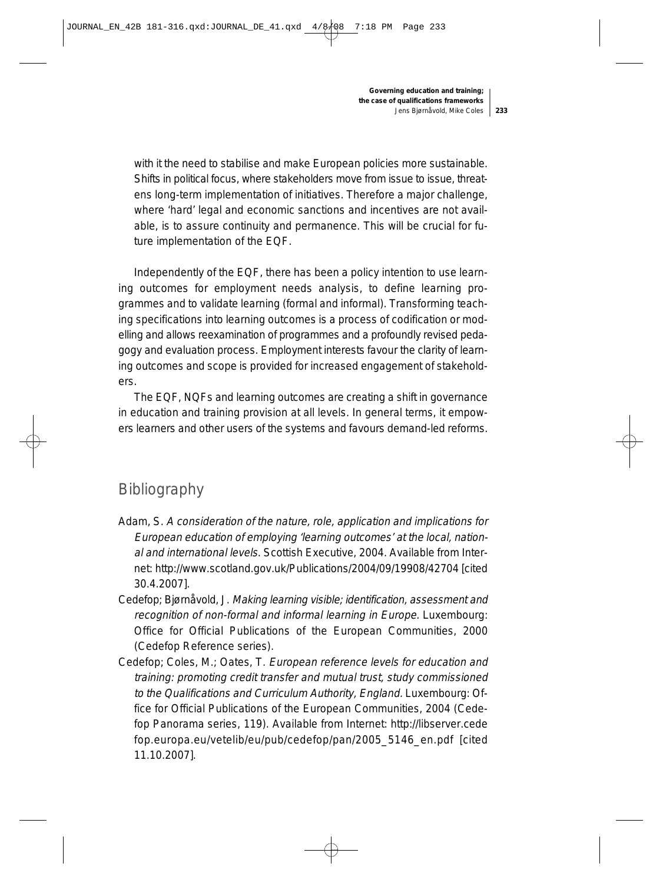with it the need to stabilise and make European policies more sustainable. Shifts in political focus, where stakeholders move from issue to issue, threatens long-term implementation of initiatives. Therefore a major challenge, where 'hard' legal and economic sanctions and incentives are not available, is to assure continuity and permanence. This will be crucial for future implementation of the EQF.

Independently of the EQF, there has been a policy intention to use learning outcomes for employment needs analysis, to define learning programmes and to validate learning (formal and informal). Transforming teaching specifications into learning outcomes is a process of codification or modelling and allows reexamination of programmes and a profoundly revised pedagogy and evaluation process. Employment interests favour the clarity of learning outcomes and scope is provided for increased engagement of stakeholders.

The EQF, NQFs and learning outcomes are creating a shift in governance in education and training provision at all levels. In general terms, it empowers learners and other users of the systems and favours demand-led reforms.

## Bibliography

Adam, S. *A consideration of the nature, role, application and implications for European education of employing 'learning outcomes' at the local, national and international levels*. Scottish Executive, 2004. Available from Internet: http://www.scotland.gov.uk/Publications/2004/09/19908/42704 [cited 30.4.2007].

Cedefop; Bjørnåvold, J. *Making learning visible; identification, assessment and recognition of non-formal and informal learning in Europe*. Luxembourg: Office for Official Publications of the European Communities, 2000 (Cedefop Reference series).

Cedefop; Coles, M.; Oates, T. *European reference levels for education and training: promoting credit transfer and mutual trust, study commissioned to the Qualifications and Curriculum Authority, England.* Luxembourg: Office for Official Publications of the European Communities, 2004 (Cedefop Panorama series, 119). Available from Internet: http://libserver.cedefop.europa.eu/vetelib/eu/pub/cedefop/pan/2005_5146_en.pdf [cited 11.10.2007].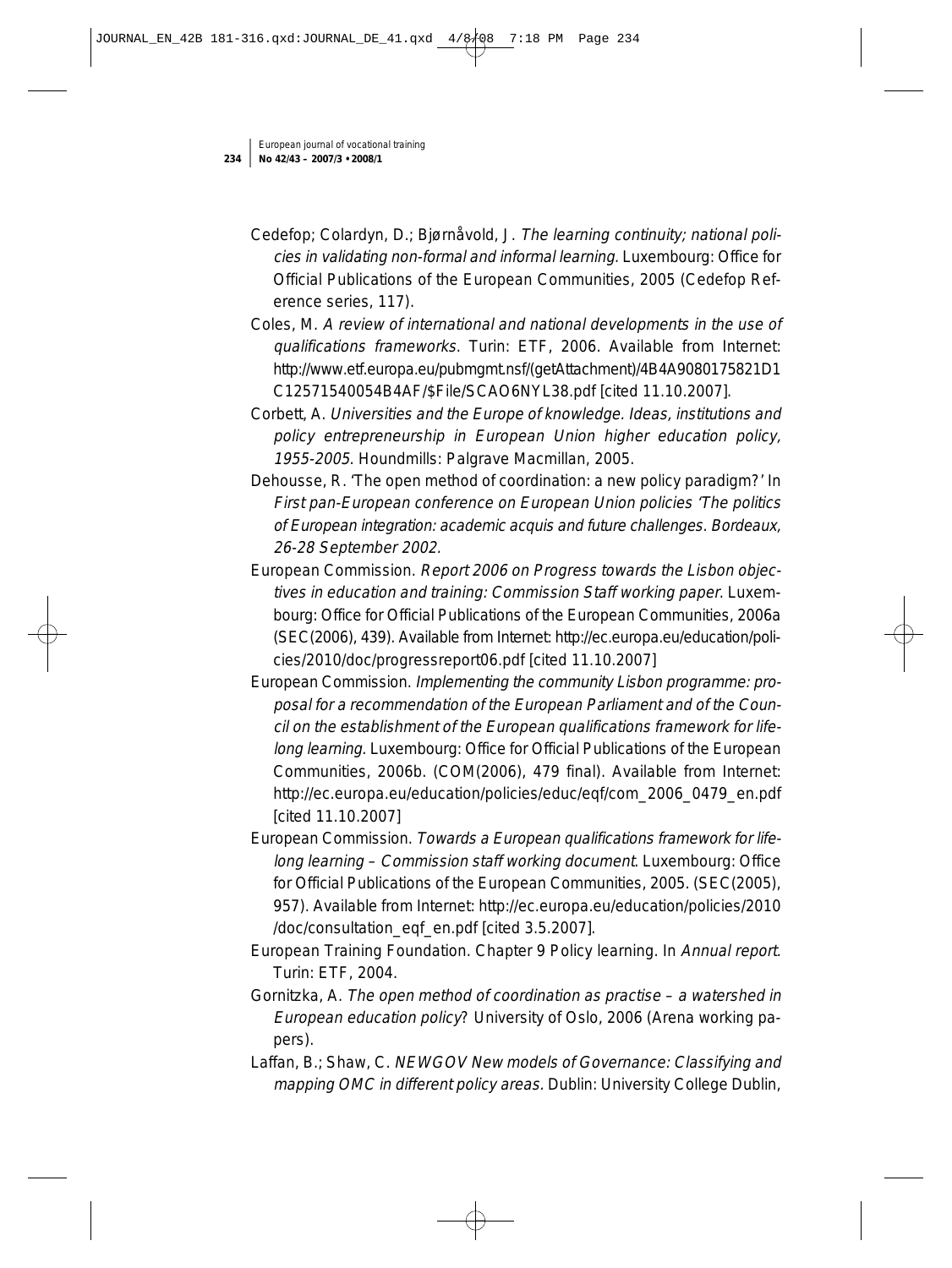Cedefop; Colardyn, D.; Bjørnåvold, J. *The learning continuity; national policies in validating non-formal and informal learning.* Luxembourg: Office for Official Publications of the European Communities, 2005 (Cedefop Reference series, 117).

Coles, M. *A review of international and national developments in the use of qualifications frameworks*. Turin: ETF, 2006. Available from Internet: http://www.etf.europa.eu/pubmgmt.nsf/(getAttachment)/4B4A9080175821D1C12571540054B4AF/$File/SCAO6NYL38.pdf [cited 11.10.2007].

Corbett, A. *Universities and the Europe of knowledge. Ideas, institutions and policy entrepreneurship in European Union higher education policy, 1955-2005*. Houndmills: Palgrave Macmillan, 2005.

Dehousse, R. 'The open method of coordination: a new policy paradigm?' In *First pan-European conference on European Union policies 'The politics of European integration: academic acquis and future challenges. Bordeaux, 26-28 September 2002.*

European Commission. *Report 2006 on Progress towards the Lisbon objectives in education and training: Commission Staff working paper*. Luxembourg: Office for Official Publications of the European Communities, 2006a (SEC(2006), 439). Available from Internet: http://ec.europa.eu/education/policies/2010/doc/progressreport06.pdf [cited 11.10.2007]

European Commission. *Implementing the community Lisbon programme: proposal for a recommendation of the European Parliament and of the Council on the establishment of the European qualifications framework for lifelong learning*. Luxembourg: Office for Official Publications of the European Communities, 2006b. (COM(2006), 479 final). Available from Internet: http://ec.europa.eu/education/policies/educ/eqf/com_2006_0479_en.pdf [cited 11.10.2007]

European Commission. *Towards a European qualifications framework for lifelong learning – Commission staff working document*. Luxembourg: Office for Official Publications of the European Communities, 2005. (SEC(2005), 957). Available from Internet: http://ec.europa.eu/education/policies/2010/doc/consultation_eqf_en.pdf [cited 3.5.2007].

European Training Foundation. Chapter 9 Policy learning. In *Annual report*. Turin: ETF, 2004.

Gornitzka, A. *The open method of coordination as practise – a watershed in European education policy*? University of Oslo, 2006 (Arena working papers).

Laffan, B.; Shaw, C. *NEWGOV New models of Governance: Classifying and mapping OMC in different policy areas.* Dublin: University College Dublin,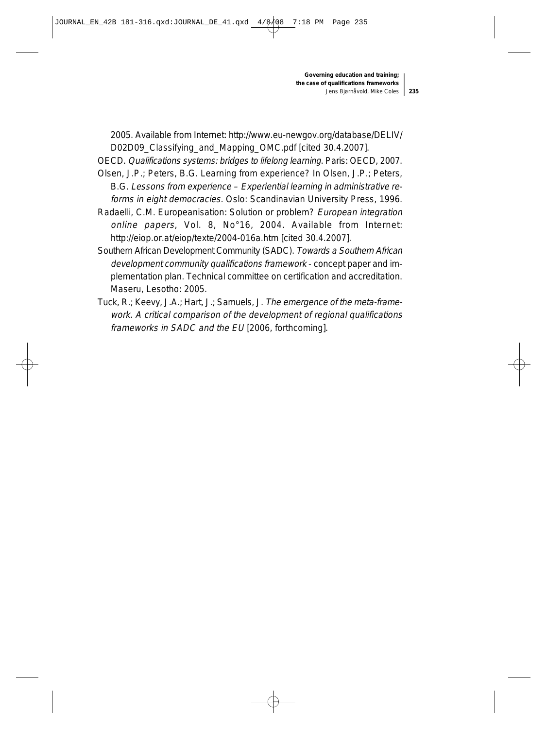2005. Available from Internet: http://www.eu-newgov.org/database/DELIV/D02D09_Classifying_and_Mapping_OMC.pdf [cited 30.4.2007].

OECD. *Qualifications systems: bridges to lifelong learning*. Paris: OECD, 2007.

Olsen, J.P.; Peters, B.G. Learning from experience? In Olsen, J.P.; Peters, B.G. *Lessons from experience – Experiential learning in administrative reforms in eight democracies*. Oslo: Scandinavian University Press, 1996.

Radaelli, C.M. Europeanisation: Solution or problem? *European integration online papers*, Vol. 8, No°16, 2004. Available from Internet: http://eiop.or.at/eiop/texte/2004-016a.htm [cited 30.4.2007].

Southern African Development Community (SADC). *Towards a Southern African development community qualifications framework* - concept paper and implementation plan. Technical committee on certification and accreditation. Maseru, Lesotho: 2005.

Tuck, R.; Keevy, J.A.; Hart, J.; Samuels, J. *The emergence of the meta-framework. A critical comparison of the development of regional qualifications frameworks in SADC and the EU* [2006, forthcoming].